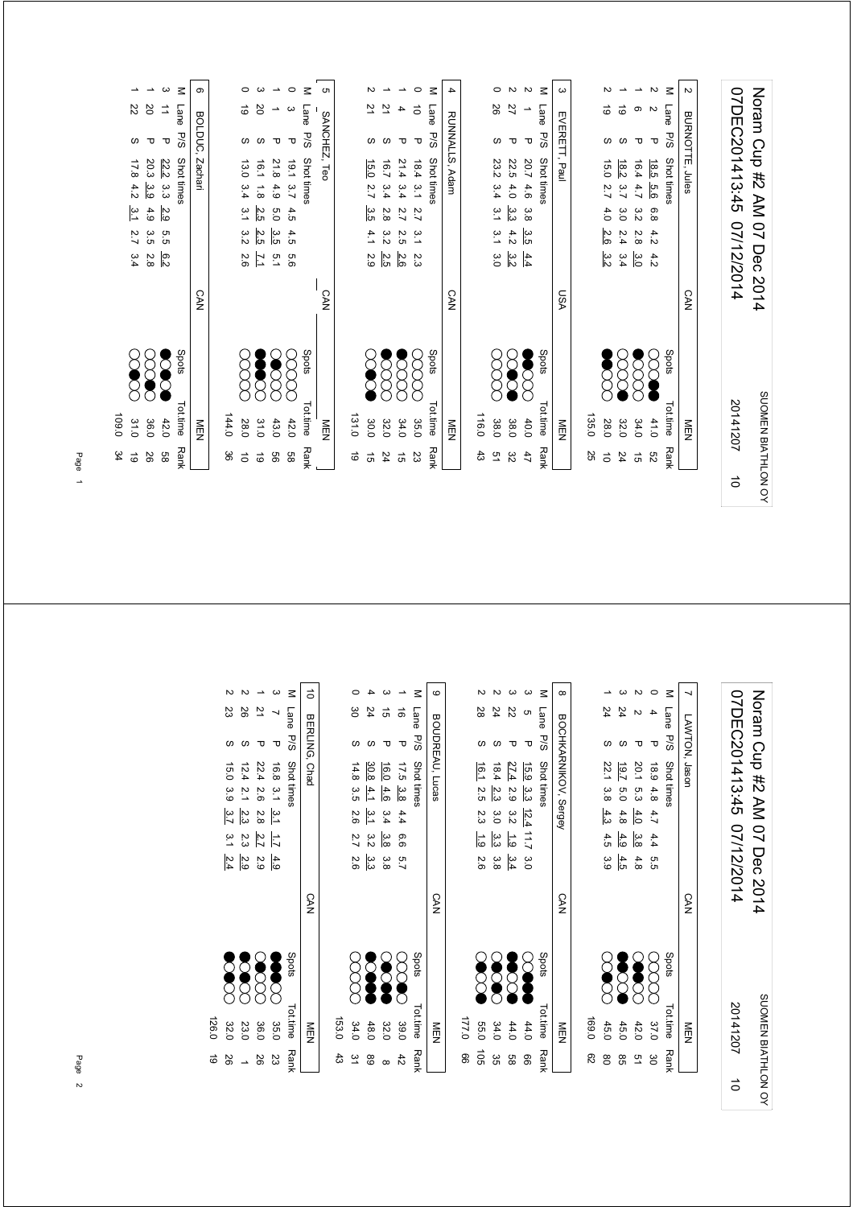# Noram Cup #2 AM 07 Dec 2014

07DEC201413:45 07/12/2014

SUOMEN BIATHLON OY 20141207 10

## 2 BURNOTTE, Jules — CAN — MEN

| M | Lane | P/S | Shot times | | | | | Spots | Tot.time | Rank |
|---|---|---|---|---|---|---|---|---|---|---|
| 2 | 2 | P | 18.5 | 5.6 | 6.8 | 4.2 | 4.2 | | 41.0 | 52 |
| 1 | 6 | P | 16.4 | 4.7 | 3.2 | 2.8 | 3.0 | | 34.0 | 15 |
| 1 | 19 | S | 18.2 | 3.7 | 3.0 | 2.4 | 3.4 | | 32.0 | 24 |
| 2 | 19 | S | 15.0 | 2.7 | 4.0 | 2.6 | 3.2 | | 28.0 | 10 |
| | | | | | | | | | 135.0 | 25 |

## 3 EVERETT, Paul — USA — MEN

| M | Lane | P/S | Shot times | | | | | Spots | Tot.time | Rank |
|---|---|---|---|---|---|---|---|---|---|---|
| 2 | 1 | P | 20.7 | 4.6 | 3.8 | 3.5 | 4.4 | | 40.0 | 47 |
| 2 | 27 | P | 22.5 | 4.0 | 3.3 | 4.2 | 3.2 | | 38.0 | 32 |
| 0 | 26 | S | 23.2 | 3.4 | 3.1 | 3.1 | 3.0 | | 38.0 | 51 |
| | | | | | | | | | 116.0 | 43 |

## 4 RUNNALLS, Adam — CAN — MEN

| M | Lane | P/S | Shot times | | | | | Spots | Tot.time | Rank |
|---|---|---|---|---|---|---|---|---|---|---|
| 0 | 10 | P | 18.4 | 3.1 | 2.7 | 3.1 | 2.3 | | 35.0 | 23 |
| 1 | 4 | P | 21.4 | 3.4 | 2.7 | 2.5 | 2.6 | | 34.0 | 15 |
| 1 | 21 | S | 16.7 | 3.4 | 2.8 | 3.2 | 2.5 | | 32.0 | 24 |
| 2 | 21 | S | 15.0 | 2.7 | 3.5 | 4.1 | 2.9 | | 30.0 | 15 |
| | | | | | | | | | 131.0 | 19 |

## 5 SANCHEZ, Teo — CAN — MEN

| M | Lane | P/S | Shot times | | | | | Spots | Tot.time | Rank |
|---|---|---|---|---|---|---|---|---|---|---|
| 0 | 3 | P | 19.1 | 3.7 | 4.5 | 4.5 | 5.6 | | 42.0 | 58 |
| 1 | 1 | P | 21.8 | 4.9 | 5.0 | 3.5 | 5.1 | | 43.0 | 56 |
| 3 | 20 | S | 16.1 | 1.8 | 2.5 | 2.5 | 7.1 | | 31.0 | 19 |
| 0 | 19 | S | 13.0 | 3.4 | 3.1 | 3.2 | 2.6 | | 28.0 | 10 |
| | | | | | | | | | 144.0 | 36 |

## 6 BOLDUC, Zachari — CAN — MEN

| M | Lane | P/S | Shot times | | | | | Spots | Tot.time | Rank |
|---|---|---|---|---|---|---|---|---|---|---|
| 3 | 11 | P | 22.2 | 3.3 | 2.9 | 5.5 | 6.2 | | 42.0 | 58 |
| 1 | 20 | P | 20.3 | 3.9 | 4.9 | 3.5 | 2.8 | | 36.0 | 26 |
| 1 | 22 | S | 17.8 | 4.2 | 3.1 | 2.7 | 3.4 | | 31.0 | 19 |
| | | | | | | | | | 109.0 | 34 |

# Noram Cup #2 AM 07 Dec 2014

07DEC201413:45 07/12/2014

SUOMEN BIATHLON OY 20141207 10

## 7 LAWTON, Jason — CAN — MEN

| M | Lane | P/S | Shot times | | | | | Spots | Tot.time | Rank |
|---|---|---|---|---|---|---|---|---|---|---|
| 0 | 4 | P | 18.9 | 4.8 | 4.7 | 4.4 | 5.5 | | 37.0 | 30 |
| 2 | 2 | P | 20.1 | 5.3 | 4.0 | 3.8 | 4.8 | | 42.0 | 51 |
| 3 | 24 | S | 19.7 | 5.0 | 4.8 | 4.9 | 4.5 | | 45.0 | 85 |
| 1 | 24 | S | 22.1 | 3.8 | 4.3 | 4.5 | 3.9 | | 45.0 | 80 |
| | | | | | | | | | 169.0 | 62 |

## 8 BOCHKARNIKOV, Sergey — CAN — MEN

| M | Lane | P/S | Shot times | | | | | Spots | Tot.time | Rank |
|---|---|---|---|---|---|---|---|---|---|---|
| 3 | 5 | P | 15.9 | 3.3 | 12.4 | 11.7 | 3.0 | | 44.0 | 66 |
| 2 | 22 | P | 27.4 | 2.9 | 3.2 | 1.9 | 3.4 | | 44.0 | 58 |
| 2 | 24 | S | 18.4 | 2.3 | 3.0 | 3.3 | 3.8 | | 34.0 | 35 |
| 2 | 28 | S | 16.1 | 2.5 | 2.3 | 1.9 | 2.6 | | 55.0 | 105 |
| | | | | | | | | | 177.0 | 66 |

## 9 BOUDREAU, Lucas — CAN — MEN

| M | Lane | P/S | Shot times | | | | | Spots | Tot.time | Rank |
|---|---|---|---|---|---|---|---|---|---|---|
| 1 | 16 | P | 17.5 | 3.8 | 4.4 | 6.6 | 5.7 | | 39.0 | 42 |
| 3 | 15 | P | 16.0 | 4.6 | 3.4 | 3.8 | 3.8 | | 32.0 | 8 |
| 4 | 24 | S | 30.8 | 4.1 | 3.1 | 3.2 | 3.3 | | 48.0 | 89 |
| 0 | 30 | S | 14.8 | 3.5 | 2.6 | 2.7 | 2.6 | | 34.0 | 31 |
| | | | | | | | | | 153.0 | 43 |

## 10 BERLING, Chad — CAN — MEN

| M | Lane | P/S | Shot times | | | | | Spots | Tot.time | Rank |
|---|---|---|---|---|---|---|---|---|---|---|
| 3 | 7 | P | 16.8 | 3.1 | 3.1 | 1.7 | 4.9 | | 35.0 | 23 |
| 1 | 21 | P | 22.4 | 2.6 | 2.8 | 2.7 | 2.9 | | 36.0 | 26 |
| 2 | 26 | S | 12.4 | 2.1 | 2.3 | 2.3 | 2.9 | | 23.0 | 1 |
| 2 | 23 | S | 15.0 | 3.9 | 3.7 | 3.1 | 2.4 | | 32.0 | 26 |
| | | | | | | | | | 126.0 | 19 |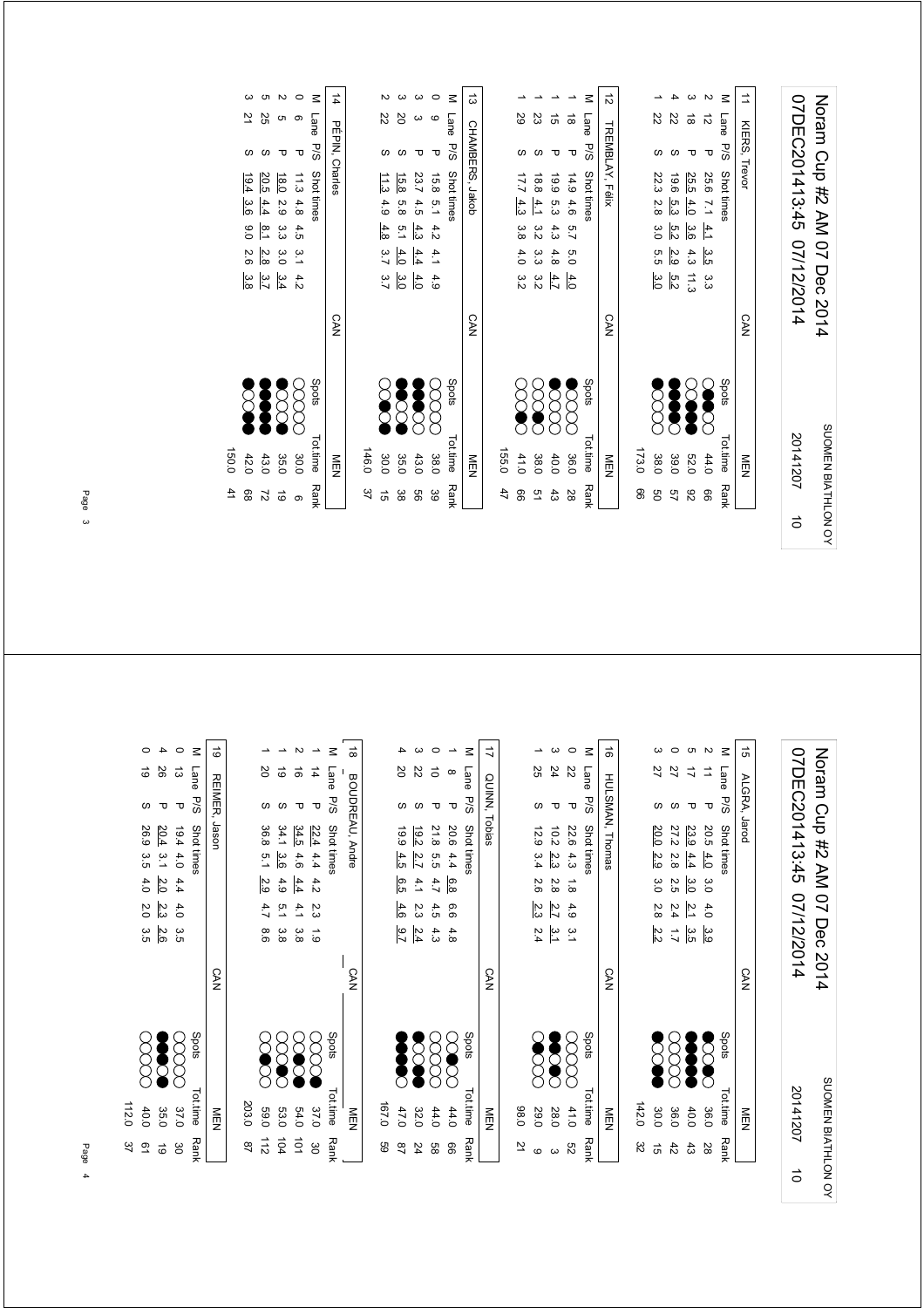# Noram Cup #2 AM 07 Dec 2014

07DEC201413:45 07/12/2014

SUOMEN BIATHLON OY

20141207 10

## 11 KIERS, Trevor — CAN — MEN

| M | Lane | P/S | Shot times | Spots | Tot.time | Rank |
|---|---|---|---|---|---|---|
| 2 | 12 | P | 25.6 7.1 4.1 3.5 3.3 | | 44.0 | 66 |
| 3 | 18 | P | 25.5 4.0 3.6 4.3 11.3 | | 52.0 | 92 |
| 4 | 22 | S | 19.6 5.3 5.2 2.9 5.2 | | 39.0 | 57 |
| 1 | 22 | S | 22.3 2.8 3.0 5.5 3.0 | | 38.0 | 50 |
| | | | | | 173.0 | 66 |

## 12 TREMBLAY, Félix — CAN — MEN

| M | Lane | P/S | Shot times | Spots | Tot.time | Rank |
|---|---|---|---|---|---|---|
| 1 | 18 | P | 14.9 4.6 5.7 5.0 4.0 | | 36.0 | 28 |
| 1 | 15 | P | 19.9 5.3 4.3 4.8 4.7 | | 40.0 | 43 |
| 1 | 23 | S | 18.8 4.1 3.2 3.3 3.2 | | 38.0 | 51 |
| 1 | 29 | S | 17.7 4.3 3.8 4.0 3.2 | | 41.0 | 66 |
| | | | | | 155.0 | 47 |

## 13 CHAMBERS, Jakob — CAN — MEN

| M | Lane | P/S | Shot times | Spots | Tot.time | Rank |
|---|---|---|---|---|---|---|
| 0 | 9 | P | 15.8 5.1 4.2 4.1 4.9 | | 38.0 | 39 |
| 3 | 3 | P | 23.7 4.5 4.3 4.4 4.0 | | 43.0 | 56 |
| 3 | 20 | S | 15.8 5.8 5.1 4.0 3.0 | | 35.0 | 38 |
| 2 | 22 | S | 11.3 4.9 4.8 3.7 3.7 | | 30.0 | 15 |
| | | | | | 146.0 | 37 |

## 14 PÉPIN, Charles — CAN — MEN

| M | Lane | P/S | Shot times | Spots | Tot.time | Rank |
|---|---|---|---|---|---|---|
| 0 | 6 | P | 11.3 4.8 4.5 3.1 4.2 | | 30.0 | 6 |
| 2 | 5 | P | 18.0 2.9 3.3 3.0 3.4 | | 35.0 | 19 |
| 5 | 25 | S | 20.5 4.4 8.1 2.8 3.7 | | 43.0 | 72 |
| 3 | 21 | S | 19.4 3.6 9.0 2.6 3.8 | | 42.0 | 68 |
| | | | | | 150.0 | 41 |

# Noram Cup #2 AM 07 Dec 2014

07DEC201413:45 07/12/2014

SUOMEN BIATHLON OY

20141207 10

## 15 ALGRA, Jarod — CAN — MEN

| M | Lane | P/S | Shot times | Spots | Tot.time | Rank |
|---|---|---|---|---|---|---|
| 2 | 11 | P | 20.5 4.0 3.0 4.0 3.9 | | 36.0 | 28 |
| 5 | 17 | P | 23.9 4.4 3.0 2.1 3.5 | | 40.0 | 43 |
| 0 | 27 | S | 27.2 2.8 2.5 2.4 1.7 | | 36.0 | 42 |
| 3 | 27 | S | 20.0 2.9 3.0 2.8 2.2 | | 30.0 | 15 |
| | | | | | 142.0 | 32 |

## 16 HULSMAN, Thomas — CAN — MEN

| M | Lane | P/S | Shot times | Spots | Tot.time | Rank |
|---|---|---|---|---|---|---|
| 0 | 22 | P | 22.6 4.3 1.8 4.9 3.1 | | 41.0 | 52 |
| 3 | 24 | P | 10.2 2.3 2.8 2.7 3.1 | | 28.0 | 3 |
| 1 | 25 | S | 12.9 3.4 2.6 2.3 2.4 | | 29.0 | 9 |
| | | | | | 98.0 | 21 |

## 17 QUINN, Tobias — CAN — MEN

| M | Lane | P/S | Shot times | Spots | Tot.time | Rank |
|---|---|---|---|---|---|---|
| 1 | 8 | P | 20.6 4.4 6.8 6.6 4.8 | | 44.0 | 66 |
| 0 | 10 | P | 21.8 5.5 4.7 4.5 4.3 | | 44.0 | 58 |
| 3 | 22 | S | 19.2 2.7 4.1 2.3 2.4 | | 32.0 | 24 |
| 4 | 20 | S | 19.9 4.5 6.5 4.6 9.7 | | 47.0 | 87 |
| | | | | | 167.0 | 59 |

## 18 BOUDREAU, Andre — CAN — MEN

| M | Lane | P/S | Shot times | Spots | Tot.time | Rank |
|---|---|---|---|---|---|---|
| 1 | 14 | P | 22.4 4.4 4.2 2.3 1.9 | | 37.0 | 30 |
| 2 | 16 | P | 34.5 4.6 4.4 4.1 3.8 | | 54.0 | 101 |
| 1 | 19 | S | 34.1 3.6 4.9 5.1 3.8 | | 53.0 | 104 |
| 1 | 20 | S | 36.8 5.1 2.9 4.7 8.6 | | 59.0 | 112 |
| | | | | | 203.0 | 87 |

## 19 REIMER, Jason — CAN — MEN

| M | Lane | P/S | Shot times | Spots | Tot.time | Rank |
|---|---|---|---|---|---|---|
| 0 | 13 | P | 19.4 4.0 4.4 4.0 3.5 | | 37.0 | 30 |
| 4 | 26 | P | 20.4 3.1 2.0 2.3 2.6 | | 35.0 | 19 |
| 0 | 19 | S | 26.9 3.5 4.0 2.0 3.5 | | 40.0 | 61 |
| | | | | | 112.0 | 37 |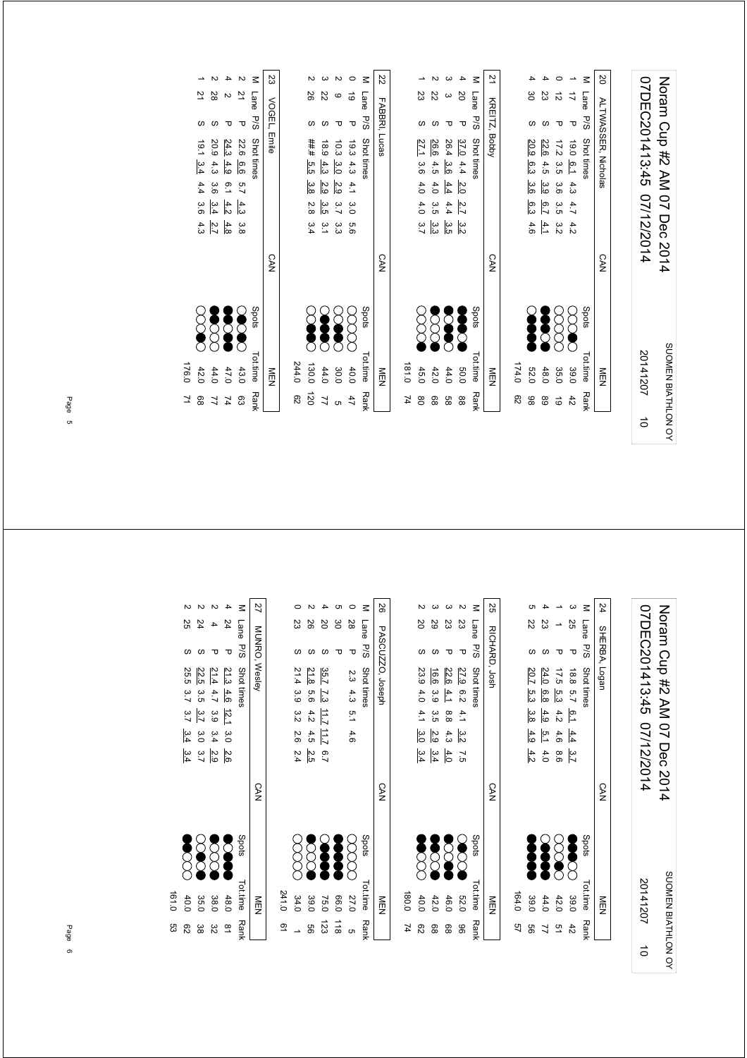# Noram Cup #2 AM 07 Dec 2014

07DEC201413:45 07/12/2014

SUOMEN BIATHLON OY 20141207 10

**20 ALTWASSER, Nicholas — CAN — MEN**

| M | Lane | P/S | Shot times | | | | | Spots | Tot.time | Rank |
|---|---|---|---|---|---|---|---|---|---|---|
| 1 | 17 | P | 19.0 | 6.1 | 4.3 | 4.7 | 4.2 | | 39.0 | 42 |
| 0 | 12 | P | 17.2 | 3.5 | 3.6 | 3.5 | 3.2 | | 35.0 | 19 |
| 4 | 23 | S | 22.6 | 4.5 | 3.9 | 6.7 | 4.1 | | 48.0 | 89 |
| 4 | 30 | S | 20.9 | 6.3 | 3.6 | 6.3 | 4.6 | | 52.0 | 98 |
| | | | | | | | | | 174.0 | 62 |

**21 KREITZ, Bobby — CAN — MEN**

| M | Lane | P/S | Shot times | | | | | Spots | Tot.time | Rank |
|---|---|---|---|---|---|---|---|---|---|---|
| 4 | 20 | P | 37.0 | 4.4 | 2.0 | 2.7 | 3.2 | | 50.0 | 88 |
| 3 | 3 | P | 26.4 | 3.6 | 4.4 | 4.4 | 3.5 | | 44.0 | 58 |
| 2 | 22 | S | 26.6 | 4.5 | 4.0 | 3.5 | 3.3 | | 42.0 | 68 |
| 1 | 23 | S | 27.1 | 3.6 | 4.0 | 4.0 | 3.7 | | 45.0 | 80 |
| | | | | | | | | | 181.0 | 74 |

**22 FABBRI, Lucas — CAN — MEN**

| M | Lane | P/S | Shot times | | | | | Spots | Tot.time | Rank |
|---|---|---|---|---|---|---|---|---|---|---|
| 0 | 19 | P | 19.3 | 4.3 | 4.1 | 3.0 | 5.6 | | 40.0 | 47 |
| 2 | 9 | P | 10.3 | 3.0 | 2.9 | 3.7 | 3.3 | | 30.0 | 5 |
| 3 | 22 | S | 18.9 | 4.3 | 2.9 | 3.5 | 3.1 | | 44.0 | 77 |
| 2 | 26 | S | ##.# | 5.5 | 3.8 | 2.8 | 3.4 | | 130.0 | 120 |
| | | | | | | | | | 244.0 | 62 |

**23 VOGEL, Emile — CAN — MEN**

| M | Lane | P/S | Shot times | | | | | Spots | Tot.time | Rank |
|---|---|---|---|---|---|---|---|---|---|---|
| 2 | 21 | P | 22.6 | 6.6 | 5.7 | 4.3 | 3.8 | | 43.0 | 63 |
| 4 | 2 | P | 24.3 | 4.9 | 6.1 | 4.2 | 4.8 | | 47.0 | 74 |
| 2 | 28 | S | 20.9 | 4.3 | 3.6 | 3.4 | 2.7 | | 44.0 | 77 |
| 1 | 21 | S | 19.1 | 3.4 | 4.4 | 3.6 | 4.3 | | 42.0 | 68 |
| | | | | | | | | | 176.0 | 71 |

# Noram Cup #2 AM 07 Dec 2014

07DEC201413:45 07/12/2014

SUOMEN BIATHLON OY 20141207 10

**24 SHERBA, Logan — CAN — MEN**

| M | Lane | P/S | Shot times | | | | | Spots | Tot.time | Rank |
|---|---|---|---|---|---|---|---|---|---|---|
| 3 | 25 | P | 18.8 | 5.7 | 6.1 | 4.4 | 3.7 | | 39.0 | 42 |
| 1 | 1 | P | 17.5 | 5.3 | 4.2 | 4.6 | 8.6 | | 42.0 | 51 |
| 4 | 23 | S | 24.0 | 6.8 | 4.9 | 5.1 | 4.0 | | 44.0 | 77 |
| 5 | 22 | S | 20.7 | 5.3 | 3.8 | 4.9 | 4.2 | | 39.0 | 56 |
| | | | | | | | | | 164.0 | 57 |

**25 RICHARD, Josh — CAN — MEN**

| M | Lane | P/S | Shot times | | | | | Spots | Tot.time | Rank |
|---|---|---|---|---|---|---|---|---|---|---|
| 2 | 23 | P | 27.9 | 6.2 | 4.1 | 3.2 | 7.5 | | 52.0 | 96 |
| 3 | 23 | P | 22.6 | 4.1 | 8.8 | 4.3 | 4.0 | | 46.0 | 68 |
| 3 | 29 | S | 16.6 | 3.9 | 3.5 | 2.9 | 3.4 | | 42.0 | 68 |
| 2 | 20 | S | 23.9 | 4.0 | 4.1 | 3.0 | 3.4 | | 40.0 | 62 |
| | | | | | | | | | 180.0 | 74 |

**26 PASCUZZO, Joseph — CAN — MEN**

| M | Lane | P/S | Shot times | | | | | Spots | Tot.time | Rank |
|---|---|---|---|---|---|---|---|---|---|---|
| 0 | 28 | P | 2.3 | 4.3 | 5.1 | 4.6 | | | 27.0 | 5 |
| 5 | 30 | P | | | | | | | 66.0 | 118 |
| 4 | 20 | S | 35.7 | 7.3 | 11.7 | 11.7 | 6.7 | | 75.0 | 123 |
| 2 | 26 | S | 21.8 | 5.6 | 4.2 | 4.5 | 2.5 | | 39.0 | 56 |
| 0 | 23 | S | 21.4 | 3.9 | 3.2 | 2.6 | 2.4 | | 34.0 | 1 |
| | | | | | | | | | 241.0 | 61 |

**27 MUNRO, Wesley — CAN — MEN**

| M | Lane | P/S | Shot times | | | | | Spots | Tot.time | Rank |
|---|---|---|---|---|---|---|---|---|---|---|
| 4 | 24 | P | 21.3 | 4.6 | 12.1 | 3.0 | 2.6 | | 48.0 | 81 |
| 2 | 4 | P | 21.4 | 4.7 | 3.9 | 3.4 | 2.9 | | 38.0 | 32 |
| 2 | 24 | S | 22.5 | 3.5 | 3.7 | 3.0 | 3.7 | | 35.0 | 38 |
| 2 | 25 | S | 25.5 | 3.7 | 3.7 | 3.4 | 3.4 | | 40.0 | 62 |
| | | | | | | | | | 161.0 | 53 |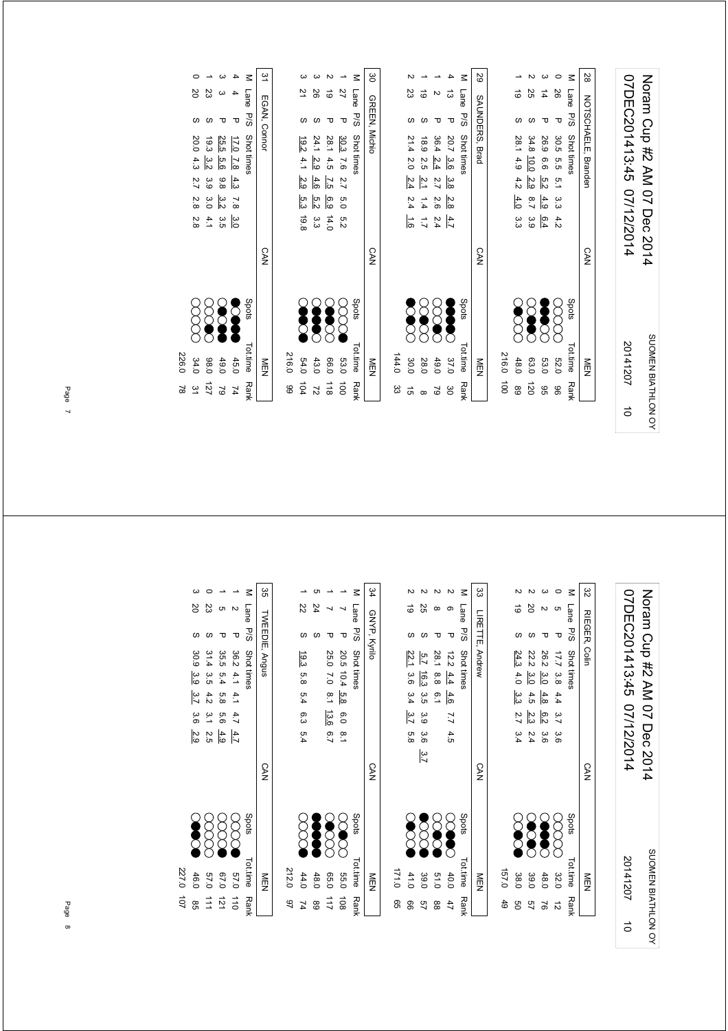# Noram Cup #2 AM 07 Dec 2014

07DEC201413:45 07/12/2014

SUOMEN BIATHLON OY

20141207 10

## 28 NOTSCHAELE, Branden — CAN — MEN

| M | Lane | P/S | Shot times | Tot.time | Rank |
|---|---|---|---|---|---|
| 0 | 26 | P | 30.5 5.5 5.1 3.3 4.2 | 52.0 | 96 |
| 3 | 14 | P | 26.9 6.6 5.2 4.9 6.4 | 53.0 | 95 |
| 2 | 25 | S | 34.8 10.0 2.9 8.7 3.9 | 63.0 | 120 |
| 1 | 19 | S | 28.1 4.9 4.2 4.0 3.3 | 48.0 | 89 |
| | | | | 216.0 | 100 |

## 29 SAUNDERS, Brad — CAN — MEN

| M | Lane | P/S | Shot times | Tot.time | Rank |
|---|---|---|---|---|---|
| 4 | 13 | P | 20.7 3.6 3.8 2.8 4.7 | 37.0 | 30 |
| 1 | 2 | P | 36.4 2.4 2.7 2.6 2.4 | 49.0 | 79 |
| 1 | 19 | S | 18.9 2.5 2.1 1.4 1.7 | 28.0 | 8 |
| 2 | 23 | S | 21.4 2.0 2.4 2.4 1.6 | 30.0 | 15 |
| | | | | 144.0 | 33 |

## 30 GREEN, Michio — CAN — MEN

| M | Lane | P/S | Shot times | Tot.time | Rank |
|---|---|---|---|---|---|
| 1 | 27 | P | 30.3 7.6 2.7 5.0 5.2 | 53.0 | 100 |
| 2 | 19 | P | 28.1 4.5 7.5 6.9 14.0 | 66.0 | 118 |
| 3 | 26 | S | 24.1 2.9 4.6 5.2 3.3 | 43.0 | 72 |
| 3 | 21 | S | 19.2 4.1 2.9 5.3 19.8 | 54.0 | 104 |
| | | | | 216.0 | 99 |

## 31 EGAN, Connor — CAN — MEN

| M | Lane | P/S | Shot times | Tot.time | Rank |
|---|---|---|---|---|---|
| 4 | 4 | P | 17.0 7.8 4.3 7.8 3.0 | 45.0 | 74 |
| 3 | 3 | P | 25.5 5.6 9.8 3.2 3.5 | 49.0 | 79 |
| 1 | 23 | S | 19.3 3.2 3.9 3.0 4.1 | 98.0 | 127 |
| 0 | 20 | S | 20.0 4.3 2.7 2.8 2.8 | 34.0 | 31 |
| | | | | 226.0 | 78 |

## 32 RIEGER, Colin — CAN — MEN

| M | Lane | P/S | Shot times | Tot.time | Rank |
|---|---|---|---|---|---|
| 0 | 5 | P | 17.7 3.8 4.4 3.7 3.6 | 32.0 | 12 |
| 3 | 2 | P | 26.2 3.0 4.8 6.2 3.6 | 48.0 | 76 |
| 2 | 20 | S | 22.2 3.0 4.5 2.3 2.4 | 39.0 | 57 |
| 2 | 19 | S | 24.3 4.0 3.3 2.7 3.4 | 38.0 | 50 |
| | | | | 157.0 | 49 |

## 33 LIRETTE, Andrew — CAN — MEN

| M | Lane | P/S | Shot times | Tot.time | Rank |
|---|---|---|---|---|---|
| 2 | 6 | P | 12.2 4.4 4.6 7.7 4.5 | 40.0 | 47 |
| 2 | 8 | P | 28.1 8.8 6.1 | 51.0 | 88 |
| 2 | 25 | S | 5.7 16.3 3.5 3.9 3.6 3.7 | 39.0 | 57 |
| 2 | 19 | S | 22.1 3.6 3.4 3.7 5.8 | 41.0 | 66 |
| | | | | 171.0 | 65 |

## 34 GNYP, Kyrilo — CAN — MEN

| M | Lane | P/S | Shot times | Tot.time | Rank |
|---|---|---|---|---|---|
| 1 | 7 | P | 20.5 10.4 5.8 6.0 8.1 | 55.0 | 108 |
| 1 | 7 | P | 25.0 7.0 8.1 13.6 6.7 | 65.0 | 117 |
| 5 | 24 | S | | 48.0 | 89 |
| 1 | 22 | S | 19.3 5.8 5.4 6.3 5.4 | 44.0 | 74 |
| | | | | 212.0 | 97 |

## 35 TWEEDIE, Angus — CAN — MEN

| M | Lane | P/S | Shot times | Tot.time | Rank |
|---|---|---|---|---|---|
| 1 | 2 | P | 36.2 4.1 4.1 4.7 4.7 | 57.0 | 110 |
| 1 | 5 | P | 35.5 5.4 5.8 5.6 4.9 | 67.0 | 121 |
| 0 | 23 | S | 31.4 3.5 4.2 3.1 2.5 | 57.0 | 111 |
| 3 | 20 | S | 30.9 3.9 3.7 3.6 2.9 | 46.0 | 85 |
| | | | | 227.0 | 107 |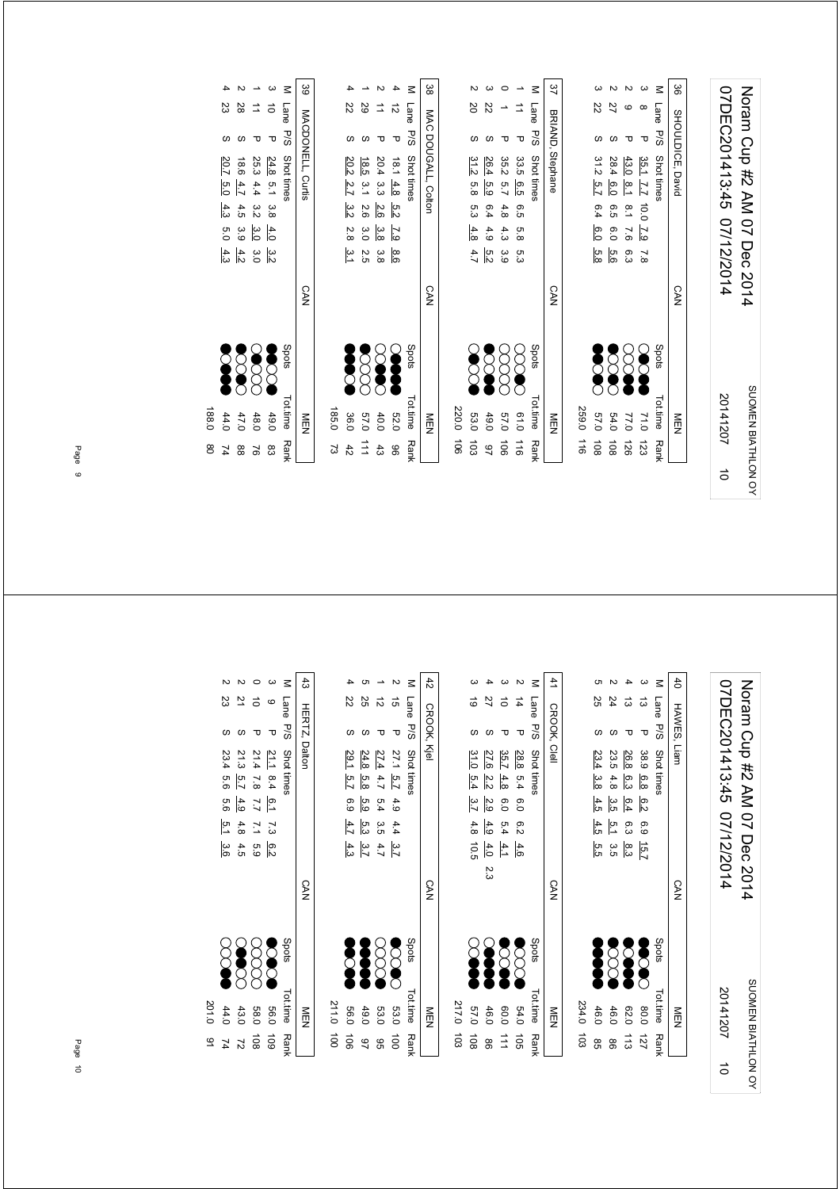# Noram Cup #2 AM 07 Dec 2014

07DEC201413:45 07/12/2014 — SUOMEN BIATHLON OY — 20141207 — 10

## 36 SHOULDICE, David — CAN — MEN

| M | Lane | P/S | Shot times | Spots | Tot.time | Rank |
|---|---|---|---|---|---|---|
| 3 | 8 | P | 35.1 7.7 10.0 7.9 7.8 | ●●○●○ | 71.0 | 123 |
| 2 | 9 | P | 43.0 8.1 8.1 7.6 6.3 | ●●○○○ | 77.0 | 126 |
| 2 | 27 | S | 28.4 6.0 6.5 6.0 5.6 | ●○○○● | 54.0 | 108 |
| 3 | 22 | S | 31.2 5.7 6.4 6.0 5.8 | ●●○●○ | 57.0 | 108 |
| | | | | | 259.0 | 116 |

## 37 BRIAND, Stephane — CAN — MEN

| M | Lane | P/S | Shot times | Spots | Tot.time | Rank |
|---|---|---|---|---|---|---|
| 1 | 11 | P | 33.5 6.5 6.5 5.8 5.3 | ○●○○○ | 61.0 | 116 |
| 0 | 1 | P | 35.2 5.7 4.8 4.3 3.9 | ○○○○○ | 57.0 | 106 |
| 3 | 22 | S | 26.4 5.9 6.4 4.9 5.2 | ●●○○● | 49.0 | 97 |
| 2 | 20 | S | 31.2 5.8 5.3 4.8 4.7 | ●○○●○ | 53.0 | 103 |
| | | | | | 220.0 | 106 |

## 38 MAC DOUGALL, Colton — CAN — MEN

| M | Lane | P/S | Shot times | Spots | Tot.time | Rank |
|---|---|---|---|---|---|---|
| 4 | 12 | P | 18.1 4.8 5.2 7.9 8.6 | ○●●●● | 52.0 | 96 |
| 2 | 11 | P | 20.4 3.3 2.6 3.8 3.8 | ○○●●○ | 40.0 | 43 |
| 1 | 29 | S | 18.5 3.1 2.6 3.0 2.5 | ●○○○○ | 57.0 | 111 |
| 4 | 22 | S | 20.2 2.7 3.2 2.8 3.1 | ●●●○● | 36.0 | 42 |
| | | | | | 185.0 | 73 |

## 39 MACDONELL, Curtis — CAN — MEN

| M | Lane | P/S | Shot times | Spots | Tot.time | Rank |
|---|---|---|---|---|---|---|
| 3 | 10 | P | 24.8 5.1 3.8 4.0 3.2 | ●○○●● | 49.0 | 83 |
| 1 | 11 | P | 25.3 4.4 3.2 3.0 3.0 | ○○○●○ | 48.0 | 76 |
| 2 | 28 | S | 18.6 4.7 4.5 3.9 4.2 | ○●○○● | 47.0 | 88 |
| 4 | 23 | S | 20.7 5.0 4.3 5.0 4.3 | ●●●○● | 44.0 | 74 |
| | | | | | 188.0 | 80 |

# Noram Cup #2 AM 07 Dec 2014

07DEC201413:45 07/12/2014 — SUOMEN BIATHLON OY — 20141207 — 10

## 40 HAWES, Liam — CAN — MEN

| M | Lane | P/S | Shot times | Spots | Tot.time | Rank |
|---|---|---|---|---|---|---|
| 3 | 13 | P | 38.9 6.8 6.2 6.9 15.7 | ○●●○● | 80.0 | 127 |
| 4 | 13 | P | 26.8 6.3 6.4 6.3 8.3 | ●●●○● | 62.0 | 113 |
| 2 | 24 | S | 23.5 4.8 3.5 5.1 3.5 | ○○●●○ | 46.0 | 86 |
| 5 | 25 | S | 23.4 3.8 4.5 4.5 5.5 | ●●●●● | 46.0 | 85 |
| | | | | | 234.0 | 103 |

## 41 CROOK, Cleil — CAN — MEN

| M | Lane | P/S | Shot times | Spots | Tot.time | Rank |
|---|---|---|---|---|---|---|
| 2 | 14 | P | 28.8 5.4 6.0 6.2 4.6 | ●○○○● | 54.0 | 105 |
| 3 | 10 | P | 35.7 4.8 6.0 5.4 4.1 | ●●○○● | 60.0 | 111 |
| 4 | 27 | S | 27.6 2.2 2.9 4.9 4.0 2.3 | ●●●●○ | 46.0 | 86 |
| 3 | 19 | S | 31.0 5.4 3.7 4.8 10.5 | ●●●○○ | 57.0 | 108 |
| | | | | | 217.0 | 103 |

## 42 CROOK, Kjel — CAN — MEN

| M | Lane | P/S | Shot times | Spots | Tot.time | Rank |
|---|---|---|---|---|---|---|
| 2 | 15 | P | 27.1 5.7 4.9 4.4 3.7 | ○●○○● | 53.0 | 100 |
| 1 | 12 | P | 27.4 4.7 5.4 3.5 4.7 | ●○○○○ | 53.0 | 95 |
| 5 | 25 | S | 24.8 5.8 5.9 5.3 3.7 | ●●●●● | 49.0 | 97 |
| 4 | 22 | S | 29.1 5.7 6.9 4.7 4.3 | ●●○●● | 56.0 | 106 |
| | | | | | 211.0 | 100 |

## 43 HERTZ, Dalton — CAN — MEN

| M | Lane | P/S | Shot times | Spots | Tot.time | Rank |
|---|---|---|---|---|---|---|
| 3 | 9 | P | 21.1 8.4 6.1 7.3 6.2 | ●○●○● | 56.0 | 109 |
| 0 | 10 | P | 21.4 7.8 7.7 7.1 5.9 | ○○○○○ | 58.0 | 108 |
| 2 | 21 | S | 21.3 5.7 4.9 4.8 4.5 | ○●●○○ | 43.0 | 72 |
| 2 | 23 | S | 23.4 5.6 5.6 5.1 3.6 | ○○○●● | 44.0 | 74 |
| | | | | | 201.0 | 91 |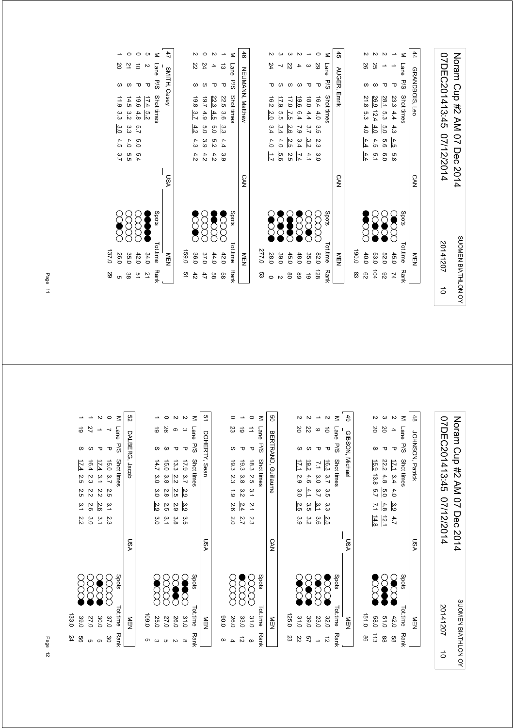# Noram Cup #2 AM 07 Dec 2014

07DEC201413:45 07/12/2014

SUOMEN BIATHLON OY

20141207 10

| 44 | GRANDBOIS, Leo | CAN | MEN |
|---|---|---|---|

| M | Lane | P/S | Shot times | Spots | Tot.time | Rank |
|---|---|---|---|---|---|---|
| 1 | 1 | P | 23.3 4.4 4.3 4.5 5.8 | | 45.0 | 74 |
| 2 | 1 | P | 28.1 5.3 5.0 5.6 6.0 | | 52.0 | 92 |
| 2 | 25 | S | 26.9 12.4 4.0 4.5 5.1 | | 53.0 | 104 |
| 2 | 26 | S | 21.8 5.3 4.0 4.4 4.4 | | 40.0 | 62 |
| | | | | | 190.0 | 83 |

| 45 | AUGER, Emrik | CAN | MEN |
|---|---|---|---|

| M | Lane | P/S | Shot times | Spots | Tot.time | Rank |
|---|---|---|---|---|---|---|
| 0 | 29 | P | 16.4 4.0 3.5 2.3 3.0 | | 82.0 | 128 |
| 1 | 3 | P | 18.0 4.4 3.7 3.2 4.1 | | 35.0 | 19 |
| 2 | 4 | S | 19.6 6.4 7.9 3.4 7.4 | | 48.0 | 89 |
| 3 | 22 | S | 17.0 7.5 2.6 2.5 2.5 | | 45.0 | 80 |
| 3 | 7 | S | 17.9 5.5 3.4 4.0 5.6 | | 39.0 | 2 |
| 2 | 24 | P | 16.2 2.0 3.4 4.0 1.7 | | 28.0 | 0 |
| | | | | | 277.0 | 53 |

| 46 | NEUMANN, Matthew | CAN | MEN |
|---|---|---|---|

| M | Lane | P/S | Shot times | Spots | Tot.time | Rank |
|---|---|---|---|---|---|---|
| 1 | 13 | P | 22.5 3.6 3.3 4.4 3.9 | | 42.0 | 58 |
| 2 | 4 | P | 22.3 4.5 5.0 5.2 4.2 | | 44.0 | 58 |
| 0 | 24 | S | 19.7 4.9 5.0 3.9 4.2 | | 37.0 | 47 |
| 2 | 22 | S | 19.8 3.7 4.2 4.3 4.2 | | 36.0 | 42 |
| | | | | | 159.0 | 51 |

| 47 | SMITH, Casey | USA | MEN |
|---|---|---|---|

| M | Lane | P/S | Shot times | Spots | Tot.time | Rank |
|---|---|---|---|---|---|---|
| 5 | 2 | P | 17.4 5.2 | | 34.0 | 21 |
| 0 | 10 | P | 19.6 4.8 5.7 5.0 5.4 | | 42.0 | 51 |
| 0 | 21 | S | 14.5 3.2 3.3 4.0 5.5 | | 35.0 | 38 |
| 1 | 20 | S | 11.9 3.3 3.0 4.5 3.7 | | 26.0 | 5 |
| | | | | | 137.0 | 29 |

| 48 | JOHNSON, Patrick | USA | MEN |
|---|---|---|---|

| M | Lane | P/S | Shot times | Spots | Tot.time | Rank |
|---|---|---|---|---|---|---|
| 2 | 4 | P | 17.1 3.4 4.0 3.9 4.7 | | 42.0 | 58 |
| 3 | 20 | P | 22.2 4.8 5.0 4.8 12.1 | | 51.0 | 88 |
| 2 | 20 | S | 15.9 13.8 5.7 7.1 14.8 | | 58.0 | 113 |
| | | | | | 151.0 | 86 |

| 49 | GIBSON, Michael | USA | MEN |
|---|---|---|---|

| M | Lane | P/S | Shot times | Spots | Tot.time | Rank |
|---|---|---|---|---|---|---|
| 2 | 10 | P | 16.3 3.7 3.5 3.3 2.5 | | 32.0 | 12 |
| 1 | 9 | P | 7.1 3.0 3.7 3.1 3.6 | | 23.0 | 1 |
| 2 | 22 | S | 19.2 4.6 4.1 3.5 3.2 | | 39.0 | 57 |
| 2 | 20 | S | 17.1 2.9 3.0 2.5 3.9 | | 31.0 | 22 |
| | | | | | 125.0 | 23 |

| 50 | BERTRAND, Guillaume | CAN | MEN |
|---|---|---|---|

| M | Lane | P/S | Shot times | Spots | Tot.time | Rank |
|---|---|---|---|---|---|---|
| 0 | 11 | P | 18.3 2.5 3.1 2.1 2.3 | | 31.0 | 8 |
| 1 | 19 | P | 19.3 3.8 3.2 2.4 2.7 | | 33.0 | 12 |
| 0 | 23 | S | 19.3 2.3 1.9 2.6 2.0 | | 26.0 | 4 |
| | | | | | 90.0 | 8 |

| 51 | DOHERTY, Sean | USA | MEN |
|---|---|---|---|

| M | Lane | P/S | Shot times | Spots | Tot.time | Rank |
|---|---|---|---|---|---|---|
| 2 | 3 | P | 17.9 3.7 2.9 3.9 3.5 | | 31.0 | 8 |
| 2 | 6 | P | 13.3 2.2 2.5 2.9 3.8 | | 26.0 | 2 |
| 0 | 26 | S | 15.0 3.8 2.8 2.5 3.1 | | 27.0 | 5 |
| 1 | 19 | S | 14.7 3.0 3.0 2.9 3.0 | | 25.0 | 3 |
| | | | | | 109.0 | 5 |

| 52 | DALBERG, Jacob | USA | MEN |
|---|---|---|---|

| M | Lane | P/S | Shot times | Spots | Tot.time | Rank |
|---|---|---|---|---|---|---|
| 0 | 7 | P | 15.0 3.7 2.5 3.1 2.3 | | 37.0 | 30 |
| 2 | 1 | P | 17.4 3.1 2.2 2.6 3.1 | | 30.0 | 5 |
| 1 | 27 | S | 16.4 2.3 2.2 2.6 3.0 | | 27.0 | 5 |
| 1 | 19 | S | 17.4 2.5 2.5 3.1 2.2 | | 39.0 | 56 |
| | | | | | 133.0 | 24 |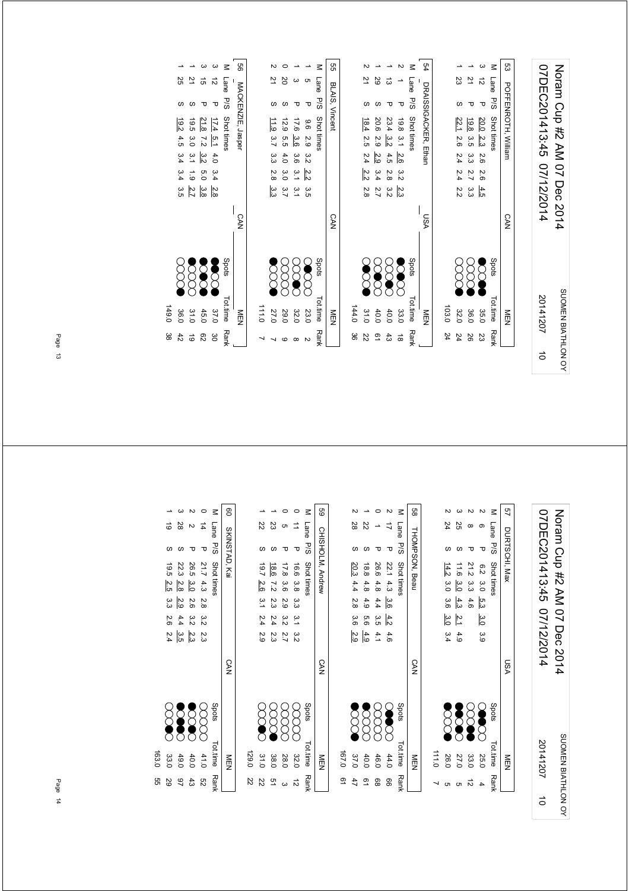# Noram Cup #2 AM 07 Dec 2014

07DEC201413:45 07/12/2014 — SUOMEN BIATHLON OY — 20141207 — 10

## 53 POFFENROTH, William — CAN — MEN

| M | Lane | P/S | Shot times | | | | | Spots | Tot.time | Rank |
|---|---|---|---|---|---|---|---|---|---|---|
| 3 | 12 | P | 20.0 | 2.3 | 2.6 | 2.6 | 4.5 | ●○○●● | 35.0 | 23 |
| 1 | 21 | P | 19.8 | 3.5 | 3.3 | 2.7 | 3.3 | ○○○●○ | 36.0 | 26 |
| 1 | 23 | S | 22.1 | 2.6 | 2.4 | 2.4 | 2.2 | ○○○○● | 32.0 | 24 |
| | | | | | | | | | 103.0 | 24 |

## 54 DRAISSIGACKER, Ethan — USA — MEN

| M | Lane | P/S | Shot times | | | | | Spots | Tot.time | Rank |
|---|---|---|---|---|---|---|---|---|---|---|
| 2 | 1 | P | 19.8 | 3.1 | 2.6 | 3.2 | 2.3 | ●○●○○ | 33.0 | 18 |
| 1 | 13 | P | 23.4 | 3.2 | 4.5 | 2.8 | 3.2 | ○○○●○ | 40.0 | 43 |
| 1 | 29 | S | 20.6 | 2.9 | 2.9 | 3.4 | 2.7 | ○○●○○ | 40.0 | 61 |
| 2 | 21 | S | 18.4 | 2.5 | 2.4 | 2.2 | 2.8 | ○●○○● | 31.0 | 22 |
| | | | | | | | | | 144.0 | 36 |

## 55 BLAIS, Vincent — CAN — MEN

| M | Lane | P/S | Shot times | | | | | Spots | Tot.time | Rank |
|---|---|---|---|---|---|---|---|---|---|---|
| 1 | 5 | P | 9.6 | 2.9 | 3.2 | 2.2 | 3.5 | ○●○○○ | 23.0 | 2 |
| 1 | 3 | P | 17.6 | 3.6 | 3.6 | 3.1 | 3.1 | ○○●○○ | 32.0 | 8 |
| 0 | 20 | S | 12.9 | 5.5 | 4.0 | 3.0 | 3.7 | ○○○○○ | 29.0 | 9 |
| 2 | 21 | S | 11.9 | 3.7 | 3.3 | 2.8 | 3.3 | ●○○○● | 27.0 | 7 |
| | | | | | | | | | 111.0 | 7 |

## 56 MACKENZIE, Jasper — CAN — MEN

| M | Lane | P/S | Shot times | | | | | Spots | Tot.time | Rank |
|---|---|---|---|---|---|---|---|---|---|---|
| 3 | 12 | P | 17.4 | 5.1 | 4.0 | 3.4 | 2.8 | ●●○○● | 37.0 | 30 |
| 3 | 15 | P | 21.8 | 7.2 | 3.2 | 5.0 | 3.8 | ●○●○● | 45.0 | 62 |
| 1 | 21 | S | 19.5 | 3.0 | 3.1 | 1.9 | 2.7 | ●○○○○ | 31.0 | 19 |
| 1 | 25 | S | 19.2 | 4.5 | 3.4 | 3.4 | 3.5 | ○○○○● | 36.0 | 42 |
| | | | | | | | | | 149.0 | 38 |

## 57 DURTSCHI, Max — USA — MEN

| M | Lane | P/S | Shot times | | | | | Spots | Tot.time | Rank |
|---|---|---|---|---|---|---|---|---|---|---|
| 2 | 6 | P | 6.2 | 3.0 | 5.3 | 3.0 | 3.9 | ○●●○○ | 25.0 | 4 |
| 2 | 8 | P | 21.2 | 3.3 | 4.6 | | | ○○○●● | 33.0 | 12 |
| 3 | 25 | S | 11.6 | 3.0 | 4.3 | 2.1 | 4.9 | ●●○●○ | 27.0 | 5 |
| 2 | 24 | S | 14.2 | 3.0 | 3.6 | 3.0 | 3.4 | ●○○○● | 26.0 | 5 |
| | | | | | | | | | 111.0 | 7 |

## 58 THOMPSON, Beau — CAN — MEN

| M | Lane | P/S | Shot times | | | | | Spots | Tot.time | Rank |
|---|---|---|---|---|---|---|---|---|---|---|
| 2 | 17 | P | 22.1 | 4.3 | 3.6 | 4.2 | 4.6 | ○●●○○ | 44.0 | 66 |
| 0 | 1 | P | 26.6 | 4.8 | 4.4 | 3.5 | 4.1 | ○○○○○ | 46.0 | 68 |
| 1 | 22 | S | 18.8 | 4.8 | 4.9 | 5.6 | 4.9 | ●○○○○ | 40.0 | 61 |
| 2 | 28 | S | 20.3 | 4.4 | 2.8 | 3.6 | 2.9 | ●○○○● | 37.0 | 47 |
| | | | | | | | | | 167.0 | 61 |

## 59 CHISHOLM, Andrew — CAN — MEN

| M | Lane | P/S | Shot times | | | | | Spots | Tot.time | Rank |
|---|---|---|---|---|---|---|---|---|---|---|
| 0 | 11 | P | 16.6 | 3.8 | 3.3 | 3.1 | 3.2 | ○○○○○ | 32.0 | 12 |
| 0 | 5 | P | 17.8 | 3.6 | 2.9 | 3.2 | 2.7 | ○○○○○ | 28.0 | 3 |
| 1 | 23 | S | 18.6 | 7.2 | 2.3 | 2.4 | 2.3 | ○○○○● | 38.0 | 51 |
| 1 | 22 | S | 19.7 | 2.6 | 3.1 | 2.4 | 2.9 | ○○○●○ | 31.0 | 22 |
| | | | | | | | | | 129.0 | 22 |

## 60 SKINSTAD, Kai — CAN — MEN

| M | Lane | P/S | Shot times | | | | | Spots | Tot.time | Rank |
|---|---|---|---|---|---|---|---|---|---|---|
| 0 | 14 | P | 21.7 | 4.3 | 2.8 | 3.2 | 2.3 | ○○○○○ | 41.0 | 52 |
| 2 | 2 | P | 26.5 | 3.0 | 2.6 | 3.2 | 2.3 | ●○○●○ | 40.0 | 43 |
| 3 | 28 | S | 22.3 | 2.8 | 2.9 | 4.4 | 3.5 | ●●○●○ | 49.0 | 97 |
| 1 | 19 | S | 19.5 | 2.5 | 3.3 | 2.6 | 2.4 | ○○○●○ | 33.0 | 29 |
| | | | | | | | | | 163.0 | 55 |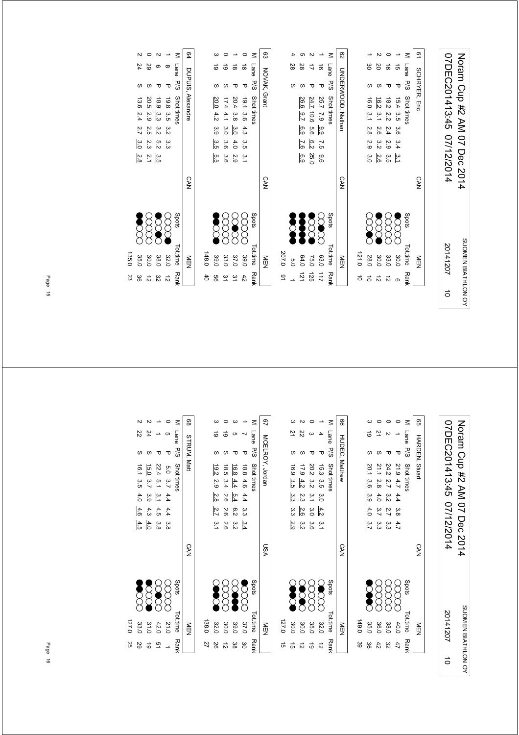# Noram Cup #2 AM 07 Dec 2014

07DEC201413:45 07/12/2014

SUOMEN BIATHLON OY

20141207 10

## 61 SCHRYER, Eric — CAN — MEN

| M | Lane | P/S | Shot times | | | | | Spots | Tot.time | Rank |
|---|---|---|---|---|---|---|---|---|---|---|
| 1 | 15 | P | 15.4 | 3.5 | 3.6 | 3.4 | 3.1 | ●○○○○ | 30.0 | 6 |
| 0 | 16 | P | 18.2 | 2.2 | 2.4 | 2.9 | 3.5 | ○○○○○ | 33.0 | 12 |
| 2 | 20 | S | 16.2 | 3.1 | 2.6 | 3.2 | 2.6 | ●○○○● | 30.0 | 12 |
| 1 | 30 | S | 16.0 | 3.1 | 2.8 | 2.9 | 3.0 | ○○●○○ | 28.0 | 10 |
| | | | | | | | | | 121.0 | 10 |

## 62 UNDERWOOD, Nathan — CAN — MEN

| M | Lane | P/S | Shot times | | | | | Spots | Tot.time | Rank |
|---|---|---|---|---|---|---|---|---|---|---|
| 1 | 16 | P | 25.7 | 7.9 | 9.9 | 7.5 | 9.6 | ○○●○○ | 63.0 | 117 |
| 2 | 17 | P | 24.7 | 10.6 | 5.6 | 6.2 | 25.0 | ●○○●○ | 75.0 | 125 |
| 5 | 28 | S | 26.6 | 9.7 | 6.9 | 7.6 | 6.9 | ●●●●● | 64.0 | 121 |
| 4 | 28 | S | | | | | | ●●○●● | 5.0 | 1 |
| | | | | | | | | | 207.0 | 91 |

## 63 NOVAK, Grant — CAN — MEN

| M | Lane | P/S | Shot times | | | | | Spots | Tot.time | Rank |
|---|---|---|---|---|---|---|---|---|---|---|
| 0 | 18 | P | 19.1 | 3.6 | 4.3 | 3.5 | 3.1 | ○○○○○ | 39.0 | 42 |
| 1 | 18 | P | 20.4 | 3.8 | 3.0 | 4.0 | 2.9 | ○○●○○ | 37.0 | 31 |
| 0 | 19 | S | 17.4 | 4.1 | 3.0 | 3.6 | 3.6 | ○○○○○ | 33.0 | 31 |
| 3 | 19 | S | 20.0 | 4.2 | 3.9 | 3.5 | 5.5 | ●●○○● | 39.0 | 56 |
| | | | | | | | | | 148.0 | 40 |

## 64 DUPUIS, Alexandre — CAN — MEN

| M | Lane | P/S | Shot times | | | | | Spots | Tot.time | Rank |
|---|---|---|---|---|---|---|---|---|---|---|
| 1 | 8 | P | 19.8 | 3.5 | 3.2 | 3.3 | | ○○○○● | 32.0 | 12 |
| 2 | 6 | P | 18.9 | 3.3 | 3.2 | 5.2 | 3.5 | ●○●○○ | 38.0 | 32 |
| 0 | 29 | S | 20.5 | 2.9 | 2.5 | 2.3 | 2.1 | ○○○○○ | 30.0 | 12 |
| 2 | 24 | S | 13.6 | 2.4 | 2.7 | 3.0 | 2.8 | ●●○○○ | 35.0 | 36 |
| | | | | | | | | | 135.0 | 23 |

# Noram Cup #2 AM 07 Dec 2014

07DEC201413:45 07/12/2014

SUOMEN BIATHLON OY

20141207 10

## 65 HARDEN, Stuart — CAN — MEN

| M | Lane | P/S | Shot times | | | | | Spots | Tot.time | Rank |
|---|---|---|---|---|---|---|---|---|---|---|
| 0 | 1 | P | 21.9 | 4.7 | 4.4 | 3.8 | 4.7 | ○○○○○ | 40.0 | 47 |
| 0 | 2 | P | 24.2 | 2.7 | 3.2 | 2.7 | 3.3 | ○○○○○ | 38.0 | 32 |
| 0 | 21 | S | 21.1 | 2.8 | 4.0 | 3.7 | 3.3 | ○○○○○ | 36.0 | 42 |
| 3 | 19 | S | 20.1 | 3.6 | 3.9 | 4.0 | 3.7 | ●○●●○ | 35.0 | 36 |
| | | | | | | | | | 149.0 | 39 |

## 66 HUDEC, Matthew — CAN — MEN

| M | Lane | P/S | Shot times | | | | | Spots | Tot.time | Rank |
|---|---|---|---|---|---|---|---|---|---|---|
| 1 | 4 | P | 15.3 | 3.5 | 3.0 | 4.2 | 3.1 | ○●○○○ | 32.0 | 12 |
| 0 | 3 | P | 20.2 | 3.2 | 3.1 | 3.0 | 3.6 | ○○○○○ | 35.0 | 19 |
| 2 | 22 | S | 17.9 | 4.2 | 2.3 | 2.6 | 3.2 | ○●○●○ | 30.0 | 12 |
| 3 | 21 | S | 16.9 | 3.5 | 3.3 | 3.3 | 2.9 | ○●●○● | 30.0 | 15 |
| | | | | | | | | | 127.0 | 15 |

## 67 MCELROY, Jordan — USA — MEN

| M | Lane | P/S | Shot times | | | | | Spots | Tot.time | Rank |
|---|---|---|---|---|---|---|---|---|---|---|
| 1 | 7 | P | 18.8 | 4.6 | 4.4 | 3.3 | 3.4 | ●○○○○ | 37.0 | 30 |
| 3 | 5 | P | 16.8 | 4.4 | 5.4 | 6.2 | 3.2 | ○○●●● | 39.0 | 38 |
| 0 | 19 | S | 18.5 | 3.4 | 2.6 | 2.6 | 2.6 | ○○○○○ | 30.0 | 12 |
| 3 | 19 | S | 19.2 | 2.9 | 2.8 | 2.7 | 3.1 | ○●●○● | 32.0 | 26 |
| | | | | | | | | | 138.0 | 27 |

## 68 STRUM, Matt — CAN — MEN

| M | Lane | P/S | Shot times | | | | | Spots | Tot.time | Rank |
|---|---|---|---|---|---|---|---|---|---|---|
| 0 | 5 | P | 5.0 | 3.7 | 4.4 | 4.4 | 3.8 | ○○○○○ | 21.0 | 1 |
| 1 | 1 | P | 22.4 | 5.1 | 3.1 | 4.5 | 3.8 | ○○●○○ | 42.0 | 51 |
| 2 | 24 | S | 15.0 | 3.7 | 3.9 | 4.3 | 4.0 | ●○○○● | 31.0 | 19 |
| 2 | 22 | S | 16.1 | 3.5 | 4.0 | 4.6 | 4.5 | ●●○○○ | 33.0 | 29 |
| | | | | | | | | | 127.0 | 25 |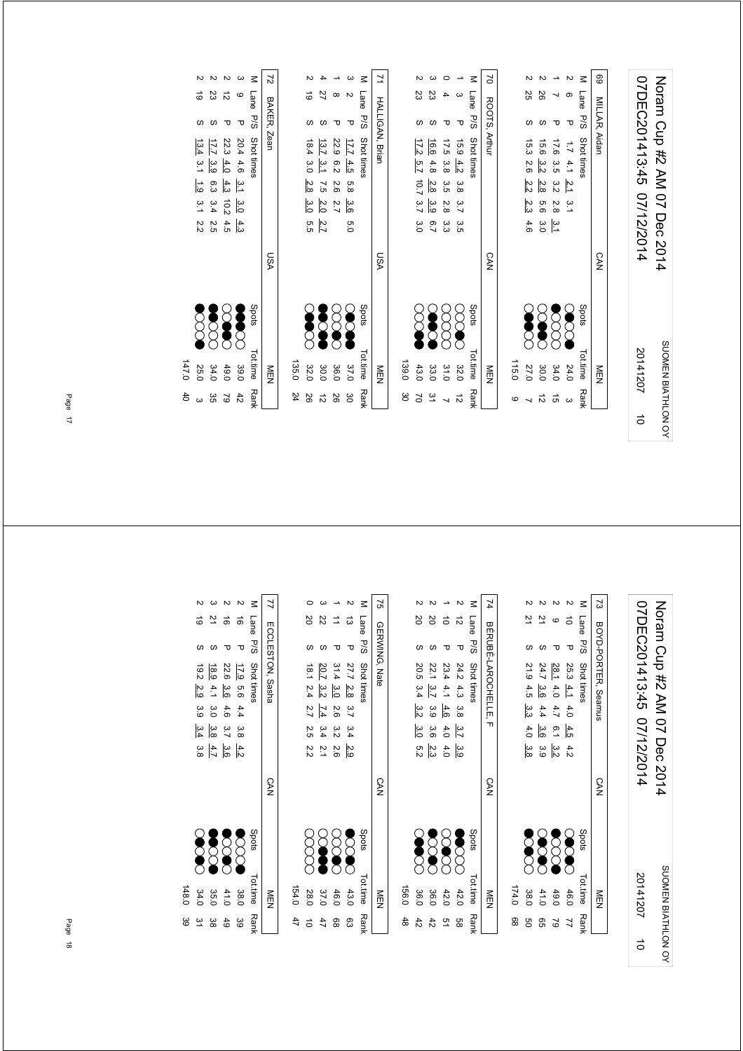### 69 MILLAR, Aidan — CAN — MEN

| M | Lane | P/S | Shot times | Tot.time | Rank |
|---|---|---|---|---|---|
| 2 | 6 | P | 1.7 4.1 2.1 3.1 | 24.0 | 3 |
| 1 | 7 | P | 17.6 3.5 3.2 2.8 3.1 | 34.0 | 15 |
| 2 | 26 | S | 15.6 3.2 2.8 5.6 3.0 | 30.0 | 12 |
| 2 | 25 | S | 15.3 2.6 2.2 2.3 4.6 | 27.0 | 7 |
| | | | | 115.0 | 9 |

### 70 ROOTS, Arthur — CAN — MEN

| M | Lane | P/S | Shot times | Tot.time | Rank |
|---|---|---|---|---|---|
| 1 | 3 | P | 15.9 4.2 3.8 3.7 3.5 | 32.0 | 12 |
| 0 | 4 | P | 17.5 3.8 3.5 2.8 3.3 | 31.0 | 7 |
| 3 | 23 | S | 16.6 4.8 2.8 3.9 6.7 | 33.0 | 31 |
| 2 | 23 | S | 17.2 5.7 10.7 3.7 3.0 | 43.0 | 70 |
| | | | | 139.0 | 30 |

### 71 HALLIGAN, Brian — USA — MEN

| M | Lane | P/S | Shot times | Tot.time | Rank |
|---|---|---|---|---|---|
| 3 | 2 | P | 17.7 4.5 5.8 3.6 5.0 | 37.0 | 30 |
| 1 | 8 | P | 22.9 6.2 2.6 2.7 | 36.0 | 26 |
| 4 | 27 | S | 13.7 3.1 7.5 2.0 2.7 | 30.0 | 12 |
| 2 | 19 | S | 18.4 3.0 2.8 3.0 5.5 | 32.0 | 26 |
| | | | | 135.0 | 24 |

### 72 BAKER, Zean — USA

| M | Lane | P/S | Shot times | Tot.time | Rank |
|---|---|---|---|---|---|
| 3 | 9 | P | 20.4 4.6 3.1 3.0 4.3 | 39.0 | 42 |
| 2 | 12 | P | 22.3 4.0 4.3 10.2 4.5 | 49.0 | 79 |
| 2 | 23 | S | 17.7 3.9 6.3 3.4 2.5 | 34.0 | 35 |
| 2 | 19 | S | 13.4 3.1 1.9 3.1 2.2 | 25.0 | 3 |
| | | | | 147.0 | 40 |

### 73 BOYD-PORTER, Seamus — CAN — MEN

| M | Lane | P/S | Shot times | Tot.time | Rank |
|---|---|---|---|---|---|
| 2 | 10 | P | 25.3 4.1 4.0 4.5 4.2 | 46.0 | 77 |
| 2 | 9 | P | 28.1 4.0 4.7 6.1 3.2 | 49.0 | 79 |
| 2 | 21 | S | 24.7 3.6 4.4 3.6 3.9 | 41.0 | 65 |
| 2 | 21 | S | 21.9 4.5 3.3 4.0 3.8 | 38.0 | 50 |
| | | | | 174.0 | 68 |

### 74 BÉRUBÉ-LAROCHELLE, F — CAN — MEN

| M | Lane | P/S | Shot times | Tot.time | Rank |
|---|---|---|---|---|---|
| 2 | 12 | P | 24.2 4.3 3.8 3.7 3.9 | 42.0 | 58 |
| 1 | 10 | P | 23.4 4.1 4.6 4.0 4.0 | 42.0 | 51 |
| 2 | 20 | S | 22.1 3.7 3.9 3.6 2.3 | 36.0 | 42 |
| 2 | 20 | S | 20.5 3.4 3.2 3.0 5.2 | 36.0 | 42 |
| | | | | 156.0 | 48 |

### 75 GERWING, Nate — CAN — MEN

| M | Lane | P/S | Shot times | Tot.time | Rank |
|---|---|---|---|---|---|
| 2 | 13 | P | 27.7 2.8 3.7 3.4 2.9 | 43.0 | 63 |
| 1 | 11 | P | 31.4 3.0 2.6 3.2 2.6 | 46.0 | 68 |
| 3 | 22 | S | 20.7 3.2 7.4 3.4 2.1 | 37.0 | 47 |
| 0 | 20 | S | 18.1 2.4 2.7 2.5 2.2 | 28.0 | 10 |
| | | | | 154.0 | 47 |

### 77 ECCLESTON, Sasha — CAN — MEN

| M | Lane | P/S | Shot times | Tot.time | Rank |
|---|---|---|---|---|---|
| 2 | 16 | P | 17.9 5.6 4.4 3.8 4.2 | 38.0 | 39 |
| 2 | 16 | P | 22.6 3.6 4.6 3.7 3.6 | 41.0 | 49 |
| 3 | 21 | S | 18.9 4.1 3.0 3.8 4.7 | 35.0 | 38 |
| 2 | 19 | S | 19.2 2.9 3.9 3.4 3.8 | 34.0 | 31 |
| | | | | 148.0 | 39 |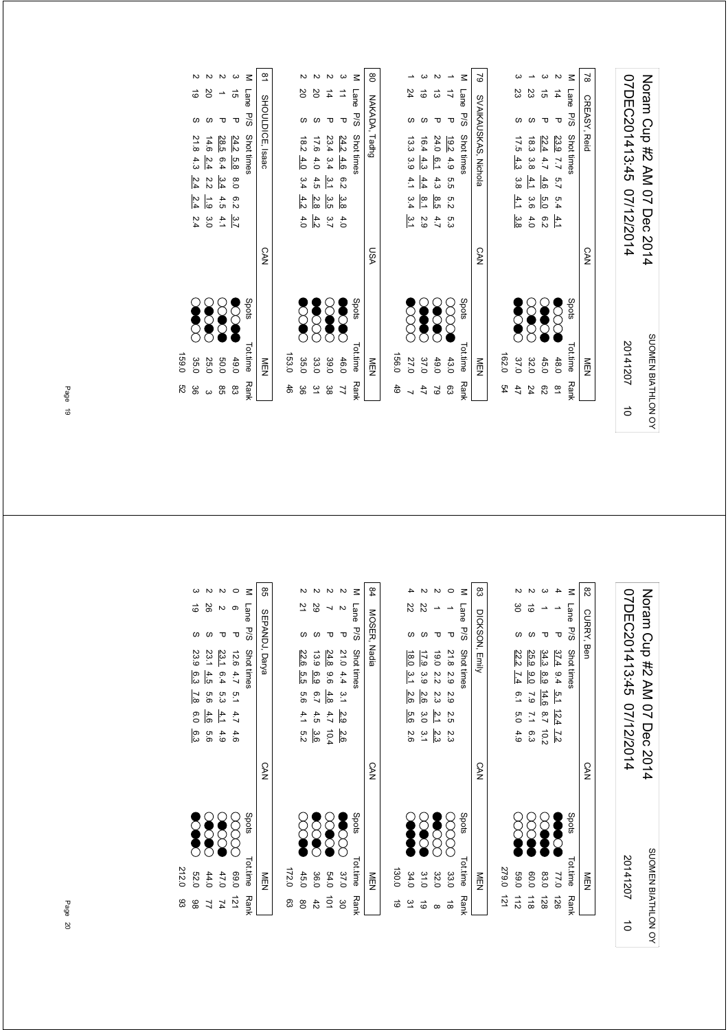# Noram Cup #2 AM 07 Dec 2014

07DEC201413:45 07/12/2014 — SUOMEN BIATHLON OY — 20141207 — 10

## 78 CREASY, Reid — CAN — MEN

| M | Lane | P/S | Shot times | | | | | Spots | Tot.time | Rank |
|---|---|---|---|---|---|---|---|---|---|---|
| 2 | 14 | P | 23.9 | 7.7 | 5.7 | 5.4 | 4.1 | | 48.0 | 81 |
| 3 | 15 | P | 22.4 | 4.7 | 4.6 | 5.0 | 6.2 | | 45.0 | 62 |
| 1 | 23 | S | 18.3 | 3.8 | 4.1 | 3.6 | 4.0 | | 32.0 | 24 |
| 3 | 23 | S | 17.5 | 4.3 | 3.8 | 4.1 | 3.8 | | 37.0 | 47 |
| | | | | | | | | | 162.0 | 54 |

## 79 SVAIKAUSKAS, Nichola — CAN — MEN

| M | Lane | P/S | Shot times | | | | | Spots | Tot.time | Rank |
|---|---|---|---|---|---|---|---|---|---|---|
| 1 | 17 | P | 19.2 | 4.9 | 5.5 | 5.2 | 5.3 | | 43.0 | 63 |
| 2 | 13 | P | 24.0 | 6.1 | 4.3 | 8.5 | 4.7 | | 49.0 | 79 |
| 3 | 19 | S | 16.4 | 4.3 | 4.4 | 8.1 | 2.9 | | 37.0 | 47 |
| 1 | 24 | S | 13.3 | 3.9 | 4.1 | 3.4 | 3.1 | | 27.0 | 7 |
| | | | | | | | | | 156.0 | 49 |

## 80 NAKADA, Tadhg — USA — MEN

| M | Lane | P/S | Shot times | | | | | Spots | Tot.time | Rank |
|---|---|---|---|---|---|---|---|---|---|---|
| 3 | 11 | P | 24.2 | 4.6 | 6.2 | 3.8 | 4.0 | | 46.0 | 77 |
| 2 | 14 | P | 23.4 | 3.4 | 3.1 | 3.5 | 3.7 | | 39.0 | 38 |
| 2 | 20 | S | 17.6 | 4.0 | 4.5 | 2.8 | 4.2 | | 33.0 | 31 |
| 2 | 20 | S | 18.2 | 4.0 | 3.4 | 4.2 | 4.0 | | 35.0 | 36 |
| | | | | | | | | | 153.0 | 46 |

## 81 SHOULDICE, Isaac — CAN — MEN

| M | Lane | P/S | Shot times | | | | | Spots | Tot.time | Rank |
|---|---|---|---|---|---|---|---|---|---|---|
| 3 | 15 | P | 24.2 | 5.8 | 8.0 | 6.2 | 3.7 | | 49.0 | 83 |
| 2 | 1 | P | 28.5 | 6.4 | 3.4 | 4.5 | 4.1 | | 50.0 | 85 |
| 2 | 20 | S | 14.6 | 2.4 | 2.2 | 1.9 | 3.0 | | 25.0 | 3 |
| 2 | 19 | S | 21.8 | 4.3 | 2.4 | 2.4 | 2.4 | | 35.0 | 36 |
| | | | | | | | | | 159.0 | 52 |

## 82 CURRY, Ben — CAN — MEN

| M | Lane | P/S | Shot times | | | | | Spots | Tot.time | Rank |
|---|---|---|---|---|---|---|---|---|---|---|
| 4 | 1 | P | 37.4 | 9.4 | 5.1 | 12.4 | 7.2 | | 77.0 | 126 |
| 3 | 1 | P | 34.3 | 8.9 | 14.6 | 8.7 | 10.2 | | 83.0 | 128 |
| 2 | 19 | S | 25.9 | 9.0 | 7.9 | 7.1 | 6.3 | | 60.0 | 118 |
| 2 | 30 | S | 22.2 | 7.4 | 6.1 | 5.0 | 4.9 | | 59.0 | 112 |
| | | | | | | | | | 279.0 | 121 |

## 83 DICKSON, Emily — CAN — MEN

| M | Lane | P/S | Shot times | | | | | Spots | Tot.time | Rank |
|---|---|---|---|---|---|---|---|---|---|---|
| 0 | 1 | P | 21.8 | 2.9 | 2.9 | 2.5 | 2.3 | | 33.0 | 18 |
| 2 | 1 | P | 19.0 | 2.2 | 2.3 | 2.1 | 2.3 | | 32.0 | 8 |
| 2 | 22 | S | 17.9 | 3.9 | 2.6 | 3.0 | 3.1 | | 31.0 | 19 |
| 4 | 22 | S | 18.0 | 3.1 | 2.6 | 5.6 | 2.6 | | 34.0 | 31 |
| | | | | | | | | | 130.0 | 19 |

## 84 MOSER, Nadia — CAN — MEN

| M | Lane | P/S | Shot times | | | | | Spots | Tot.time | Rank |
|---|---|---|---|---|---|---|---|---|---|---|
| 2 | 2 | P | 21.0 | 4.4 | 3.1 | 2.9 | 2.6 | | 37.0 | 30 |
| 2 | 7 | P | 24.8 | 9.6 | 4.8 | 4.7 | 10.4 | | 54.0 | 101 |
| 2 | 29 | S | 13.9 | 6.9 | 6.7 | 4.5 | 3.6 | | 36.0 | 42 |
| 2 | 21 | S | 22.6 | 5.5 | 5.6 | 4.1 | 5.2 | | 45.0 | 80 |
| | | | | | | | | | 172.0 | 63 |

## 85 SEPANDJ, Darya — CAN — MEN

| M | Lane | P/S | Shot times | | | | | Spots | Tot.time | Rank |
|---|---|---|---|---|---|---|---|---|---|---|
| 0 | 6 | P | 12.6 | 4.7 | 5.1 | 4.7 | 4.6 | | 69.0 | 121 |
| 2 | 2 | P | 23.1 | 6.4 | 5.3 | 4.1 | 4.9 | | 47.0 | 74 |
| 2 | 26 | S | 23.1 | 4.5 | 5.6 | 4.6 | 5.6 | | 44.0 | 77 |
| 3 | 19 | S | 23.9 | 6.3 | 7.8 | 6.0 | 6.3 | | 52.0 | 98 |
| | | | | | | | | | 212.0 | 93 |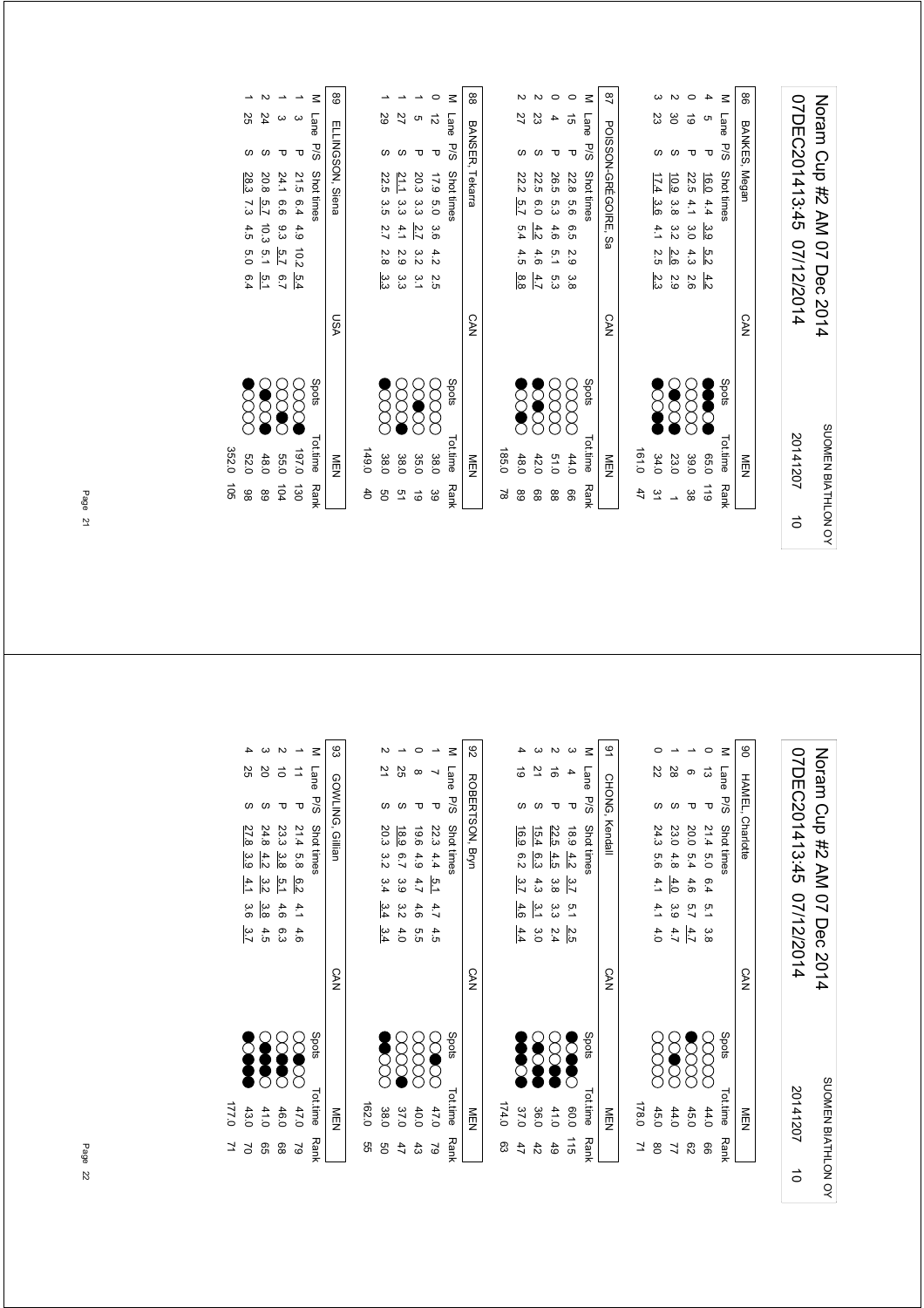## 86 BANKES, Megan — CAN — MEN

| M | Lane | P/S | Shot times | Spots | Tot.time | Rank |
|---|---|---|---|---|---|---|
| 4 | 5 | P | 16.0 4.4 3.9 5.2 4.2 | ●●●●○ | 65.0 | 119 |
| 0 | 19 | P | 22.5 4.1 3.0 4.3 2.6 | ○○○○○ | 39.0 | 38 |
| 2 | 30 | S | 10.9 3.8 3.2 2.6 2.9 | ○●○●○ | 23.0 | 1 |
| 3 | 23 | S | 17.4 3.6 4.1 2.5 2.3 | ●○●●○ | 34.0 | 31 |
| | | | | | 161.0 | 47 |

## 87 POISSON-GRÉGOIRE, Sa — CAN — MEN

| M | Lane | P/S | Shot times | Spots | Tot.time | Rank |
|---|---|---|---|---|---|---|
| 0 | 15 | P | 22.8 5.6 6.5 2.9 3.8 | ○○○○○ | 44.0 | 66 |
| 0 | 4 | P | 26.5 5.3 4.6 5.1 5.3 | ○○○○○ | 51.0 | 88 |
| 2 | 23 | S | 22.5 6.0 4.2 4.6 4.7 | ●○●○○ | 42.0 | 68 |
| 2 | 27 | S | 22.2 5.7 5.4 4.5 8.8 | ●○○●○ | 48.0 | 89 |
| | | | | | 185.0 | 78 |

## 88 BANSER, Tekarra — CAN — MEN

| M | Lane | P/S | Shot times | Spots | Tot.time | Rank |
|---|---|---|---|---|---|---|
| 0 | 12 | P | 17.9 5.0 3.6 4.2 2.5 | ○○○○○ | 38.0 | 39 |
| 1 | 5 | P | 20.3 3.3 2.7 3.2 3.1 | ○○●○○ | 35.0 | 19 |
| 1 | 27 | S | 21.1 3.3 4.1 2.9 3.3 | ○○○●○ | 38.0 | 51 |
| 1 | 29 | S | 22.5 3.5 2.7 2.8 3.3 | ●○○○○ | 38.0 | 50 |
| | | | | | 149.0 | 40 |

## 89 ELLINGSON, Siena — USA — MEN

| M | Lane | P/S | Shot times | Spots | Tot.time | Rank |
|---|---|---|---|---|---|---|
| 1 | 3 | P | 21.5 6.4 4.9 10.2 5.4 | ○○○○● | 197.0 | 130 |
| 1 | 3 | P | 24.1 6.6 9.3 5.7 6.7 | ○○○●○ | 55.0 | 104 |
| 2 | 24 | S | 20.8 5.7 10.3 5.1 5.1 | ○●○○● | 48.0 | 89 |
| 1 | 25 | S | 28.3 7.3 4.5 5.0 6.4 | ●○○○○ | 52.0 | 98 |
| | | | | | 352.0 | 105 |

## 90 HAMEL, Charlotte — CAN — MEN

| M | Lane | P/S | Shot times | Spots | Tot.time | Rank |
|---|---|---|---|---|---|---|
| 0 | 13 | P | 21.4 5.0 6.4 5.1 3.8 | ○○○○○ | 44.0 | 66 |
| 1 | 6 | P | 20.0 5.4 4.6 5.7 4.7 | ●○○○○ | 45.0 | 62 |
| 1 | 28 | S | 23.0 4.8 4.0 3.9 4.7 | ○●○○○ | 44.0 | 77 |
| 0 | 22 | S | 24.3 5.6 4.1 4.1 4.0 | ○○○○○ | 45.0 | 80 |
| | | | | | 178.0 | 71 |

## 91 CHONG, Kendall — CAN — MEN

| M | Lane | P/S | Shot times | Spots | Tot.time | Rank |
|---|---|---|---|---|---|---|
| 3 | 4 | P | 18.9 4.2 3.7 5.1 2.5 | ●○●●○ | 60.0 | 115 |
| 2 | 16 | P | 22.5 4.5 3.8 3.3 2.4 | ○○●●○ | 41.0 | 49 |
| 3 | 21 | S | 15.4 6.3 4.3 3.1 3.0 | ●●○●○ | 36.0 | 42 |
| 4 | 19 | S | 16.9 6.2 3.7 4.6 4.4 | ●●●●○ | 37.0 | 47 |
| | | | | | 174.0 | 63 |

## 92 ROBERTSON, Bryn — CAN — MEN

| M | Lane | P/S | Shot times | Spots | Tot.time | Rank |
|---|---|---|---|---|---|---|
| 1 | 7 | P | 22.3 4.4 5.1 4.7 4.5 | ○●○○○ | 47.0 | 79 |
| 0 | 8 | P | 19.6 4.9 4.7 4.6 5.5 | ○○○○○ | 40.0 | 43 |
| 1 | 25 | S | 18.9 6.7 3.9 3.2 4.0 | ○○○●○ | 37.0 | 47 |
| 2 | 21 | S | 20.3 3.2 3.4 3.4 3.4 | ●●○○○ | 38.0 | 50 |
| | | | | | 162.0 | 55 |

## 93 GOWLING, Gillian — CAN — MEN

| M | Lane | P/S | Shot times | Spots | Tot.time | Rank |
|---|---|---|---|---|---|---|
| 1 | 11 | P | 21.4 5.8 6.2 4.1 4.6 | ○○●○○ | 47.0 | 79 |
| 2 | 10 | P | 23.3 3.8 5.1 4.6 6.3 | ○●●○○ | 46.0 | 68 |
| 3 | 20 | S | 24.8 4.2 3.2 3.8 4.5 | ○●●●○ | 41.0 | 65 |
| 4 | 25 | S | 27.8 3.9 4.1 3.6 3.7 | ●●●●○ | 43.0 | 70 |
| | | | | | 177.0 | 71 |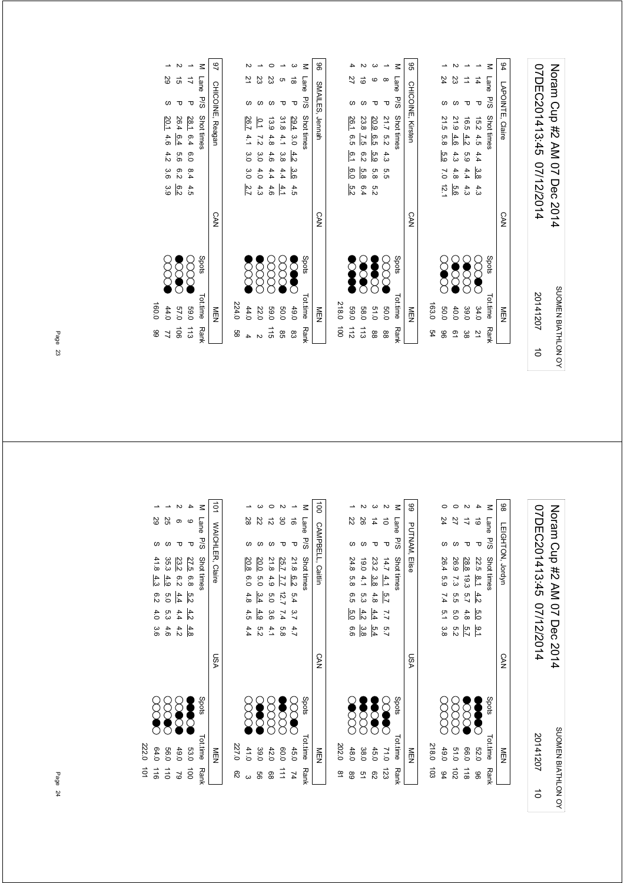# Noram Cup #2 AM 07 Dec 2014

07DEC201413:45 07/12/2014

SUOMEN BIATHLON OY 20141207 10

## 94 LAPOINTE, Claire — CAN — MEN

| M | Lane | P/S | Shot times | Spots | Tot.time | Rank |
|---|---|---|---|---|---|---|
| 1 | 14 | P | 15.2 4.5 4.4 3.8 4.3 | | 34.0 | 21 |
| 1 | 11 | P | 16.5 4.2 5.9 4.4 4.3 | | 39.0 | 38 |
| 2 | 23 | S | 21.9 4.6 4.3 4.8 5.6 | | 40.0 | 61 |
| 1 | 24 | S | 21.5 5.8 5.9 7.0 12.1 | | 50.0 | 96 |
| | | | | | 163.0 | 54 |

## 95 CHICOINE, Kirsten — CAN — MEN

| M | Lane | P/S | Shot times | Spots | Tot.time | Rank |
|---|---|---|---|---|---|---|
| 1 | 8 | P | 21.7 5.2 4.3 5.5 | | 50.0 | 88 |
| 3 | 9 | P | 20.9 6.5 5.9 5.8 5.2 | | 51.0 | 88 |
| 2 | 19 | S | 23.8 7.5 6.2 5.8 6.4 | | 58.0 | 113 |
| 4 | 27 | S | 26.1 6.5 6.1 6.0 5.2 | | 59.0 | 112 |
| | | | | | 218.0 | 100 |

## 96 SMAILES, Jennah — CAN — MEN

| M | Lane | P/S | Shot times | Spots | Tot.time | Rank |
|---|---|---|---|---|---|---|
| 3 | 18 | P | 29.4 3.0 4.2 3.6 4.5 | | 49.0 | 83 |
| 1 | 5 | P | 31.8 4.1 3.8 4.4 4.1 | | 50.0 | 85 |
| 0 | 23 | S | 13.9 4.8 4.6 4.4 4.6 | | 59.0 | 115 |
| 1 | 23 | S | 0.1 7.2 3.0 4.0 4.3 | | 22.0 | 2 |
| 2 | 21 | S | 26.7 4.1 3.0 3.0 2.7 | | 44.0 | 4 |
| | | | | | 224.0 | 58 |

## 97 CHICOINE, Reagan — CAN — MEN

| M | Lane | P/S | Shot times | Spots | Tot.time | Rank |
|---|---|---|---|---|---|---|
| 1 | 17 | P | 28.1 6.4 6.0 8.4 4.5 | | 59.0 | 113 |
| 2 | 15 | P | 26.4 6.4 5.6 6.2 6.2 | | 57.0 | 106 |
| 1 | 29 | S | 20.1 4.6 4.2 3.6 3.9 | | 44.0 | 77 |
| | | | | | 160.0 | 99 |

## 98 LEIGHTON, Jordyn — CAN — MEN

| M | Lane | P/S | Shot times | Spots | Tot.time | Rank |
|---|---|---|---|---|---|---|
| 4 | 19 | P | 22.5 8.1 4.2 5.0 9.1 | | 52.0 | 96 |
| 2 | 17 | P | 28.8 19.3 5.7 4.8 5.7 | | 66.0 | 118 |
| 0 | 27 | S | 26.9 7.3 5.5 5.0 5.2 | | 51.0 | 102 |
| 0 | 24 | S | 26.4 5.9 7.4 5.1 3.8 | | 49.0 | 94 |
| | | | | | 218.0 | 103 |

## 99 PUTNAM, Elise — USA — MEN

| M | Lane | P/S | Shot times | Spots | Tot.time | Rank |
|---|---|---|---|---|---|---|
| 2 | 10 | P | 14.7 4.1 5.7 7.7 5.7 | | 71.0 | 123 |
| 3 | 14 | P | 23.2 3.8 4.8 4.4 5.4 | | 45.0 | 62 |
| 2 | 26 | S | 19.0 4.1 5.3 4.2 3.8 | | 38.0 | 51 |
| 1 | 22 | S | 24.8 5.8 6.5 5.0 6.6 | | 48.0 | 89 |
| | | | | | 202.0 | 81 |

## 100 CAMPBELL, Caitlin — CAN — MEN

| M | Lane | P/S | Shot times | Spots | Tot.time | Rank |
|---|---|---|---|---|---|---|
| 1 | 16 | P | 21.8 6.2 5.4 3.7 4.7 | | 45.0 | 74 |
| 2 | 30 | P | 25.7 7.7 12.7 7.4 5.8 | | 60.0 | 111 |
| 0 | 12 | S | 21.8 4.9 5.0 3.6 4.1 | | 42.0 | 68 |
| 3 | 22 | S | 20.0 5.0 3.4 4.9 5.2 | | 39.0 | 56 |
| 1 | 28 | S | 20.8 6.0 4.8 4.5 4.4 | | 41.0 | 3 |
| | | | | | 227.0 | 62 |

## 101 WAICHLER, Claire — USA — MEN

| M | Lane | P/S | Shot times | Spots | Tot.time | Rank |
|---|---|---|---|---|---|---|
| 4 | 9 | P | 27.5 6.8 5.2 4.2 4.8 | | 53.0 | 100 |
| 2 | 6 | P | 23.2 6.2 4.4 4.4 4.2 | | 49.0 | 79 |
| 1 | 25 | S | 35.3 4.9 5.0 5.3 4.6 | | 56.0 | 110 |
| 1 | 29 | S | 41.8 4.3 6.2 4.0 3.6 | | 64.0 | 116 |
| | | | | | 222.0 | 101 |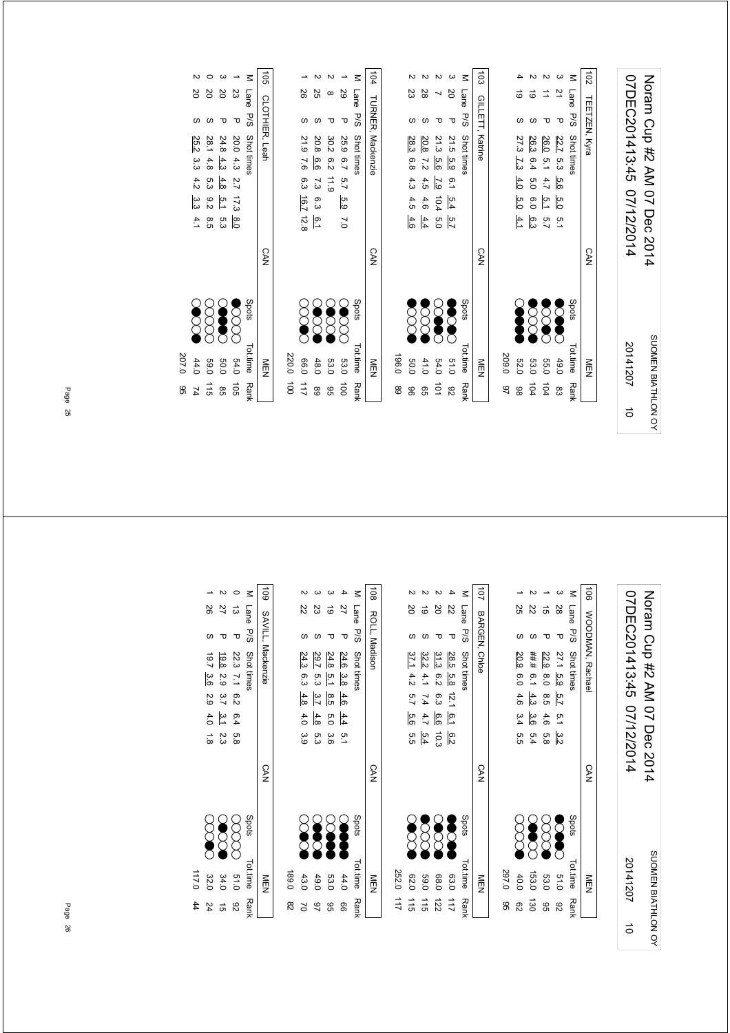# Noram Cup #2 AM 07 Dec 2014

07DEC201413:45 07/12/2014 — SUOMEN BIATHLON OY — 20141207 — 10

**102 TEETZEN, Kyra — CAN — MEN**

| M | Lane | P/S | Shot times | Spots | Tot.time | Rank |
|---|---|---|---|---|---|---|
| 3 | 21 | P | 22.7 5.3 5.6 5.0 5.1 | | 49.0 | 83 |
| 2 | 11 | P | 26.0 5.1 4.7 5.1 5.7 | | 55.0 | 104 |
| 2 | 19 | S | 26.3 6.4 5.0 6.0 6.3 | | 53.0 | 104 |
| 4 | 19 | S | 27.3 7.3 4.0 5.0 4.1 | | 52.0 | 98 |
| | | | | | 209.0 | 97 |

**103 GILLETT, Katrine — CAN — MEN**

| M | Lane | P/S | Shot times | Spots | Tot.time | Rank |
|---|---|---|---|---|---|---|
| 3 | 20 | P | 21.5 5.9 6.1 5.4 5.7 | | 51.0 | 92 |
| 2 | 7 | P | 21.3 5.6 7.9 10.4 5.0 | | 54.0 | 101 |
| 2 | 28 | S | 20.8 7.2 4.5 4.6 4.4 | | 41.0 | 65 |
| 2 | 23 | S | 28.3 6.8 4.3 4.5 4.6 | | 50.0 | 96 |
| | | | | | 196.0 | 89 |

**104 TURNER, Mackenzie — CAN — MEN**

| M | Lane | P/S | Shot times | Spots | Tot.time | Rank |
|---|---|---|---|---|---|---|
| 1 | 29 | P | 25.9 6.7 5.7 5.9 7.0 | | 53.0 | 100 |
| 2 | 8 | P | 30.2 6.2 11.9 | | 53.0 | 95 |
| 2 | 25 | S | 20.8 6.6 7.3 6.3 6.1 | | 48.0 | 89 |
| 1 | 26 | S | 21.9 7.6 6.3 16.7 12.8 | | 66.0 | 117 |
| | | | | | 220.0 | 100 |

**105 CLOTHIER, Leah — CAN — MEN**

| M | Lane | P/S | Shot times | Spots | Tot.time | Rank |
|---|---|---|---|---|---|---|
| 1 | 23 | P | 20.0 4.3 2.7 17.3 8.0 | | 54.0 | 105 |
| 3 | 20 | P | 24.8 4.3 4.8 5.1 5.3 | | 50.0 | 85 |
| 0 | 20 | S | 28.1 4.8 5.3 9.2 8.5 | | 59.0 | 115 |
| 2 | 20 | S | 25.2 3.3 4.2 3.3 4.1 | | 44.0 | 74 |
| | | | | | 207.0 | 95 |

# Noram Cup #2 AM 07 Dec 2014

07DEC201413:45 07/12/2014 — SUOMEN BIATHLON OY — 20141207 — 10

**106 WOODMAN, Rachael — CAN — MEN**

| M | Lane | P/S | Shot times | Spots | Tot.time | Rank |
|---|---|---|---|---|---|---|
| 3 | 28 | P | 27.1 5.9 5.7 5.1 3.2 | | 51.0 | 92 |
| 1 | 15 | P | 22.9 8.0 8.5 4.6 5.8 | | 53.0 | 95 |
| 2 | 22 | S | ##.# 6.1 4.3 3.6 5.4 | | 153.0 | 130 |
| 1 | 25 | S | 20.9 6.0 4.6 3.4 5.5 | | 40.0 | 62 |
| | | | | | 297.0 | 95 |

**107 BARGEN, Chloe — CAN — MEN**

| M | Lane | P/S | Shot times | Spots | Tot.time | Rank |
|---|---|---|---|---|---|---|
| 4 | 22 | P | 28.5 5.8 12.1 6.1 6.2 | | 63.0 | 117 |
| 2 | 20 | P | 31.3 6.2 6.3 6.6 10.3 | | 68.0 | 122 |
| 2 | 19 | S | 32.2 4.1 7.4 4.7 5.4 | | 59.0 | 115 |
| 2 | 20 | S | 37.1 4.2 5.7 5.6 5.5 | | 62.0 | 115 |
| | | | | | 252.0 | 117 |

**108 ROLL, Madison — CAN — MEN**

| M | Lane | P/S | Shot times | Spots | Tot.time | Rank |
|---|---|---|---|---|---|---|
| 4 | 27 | P | 24.6 3.8 4.6 4.4 5.1 | | 44.0 | 66 |
| 3 | 19 | P | 24.8 5.1 8.5 5.0 3.6 | | 53.0 | 95 |
| 3 | 23 | S | 29.7 5.3 3.7 4.8 5.3 | | 49.0 | 97 |
| 2 | 22 | S | 24.3 6.3 4.8 4.0 3.9 | | 43.0 | 70 |
| | | | | | 189.0 | 82 |

**109 SAVILL, Mackenzie — CAN — MEN**

| M | Lane | P/S | Shot times | Spots | Tot.time | Rank |
|---|---|---|---|---|---|---|
| 0 | 13 | P | 22.3 7.1 6.2 6.4 5.8 | | 51.0 | 92 |
| 2 | 27 | P | 19.8 2.9 3.7 3.1 2.3 | | 34.0 | 15 |
| 1 | 26 | S | 19.7 3.6 2.9 4.0 1.8 | | 32.0 | 24 |
| | | | | | 117.0 | 44 |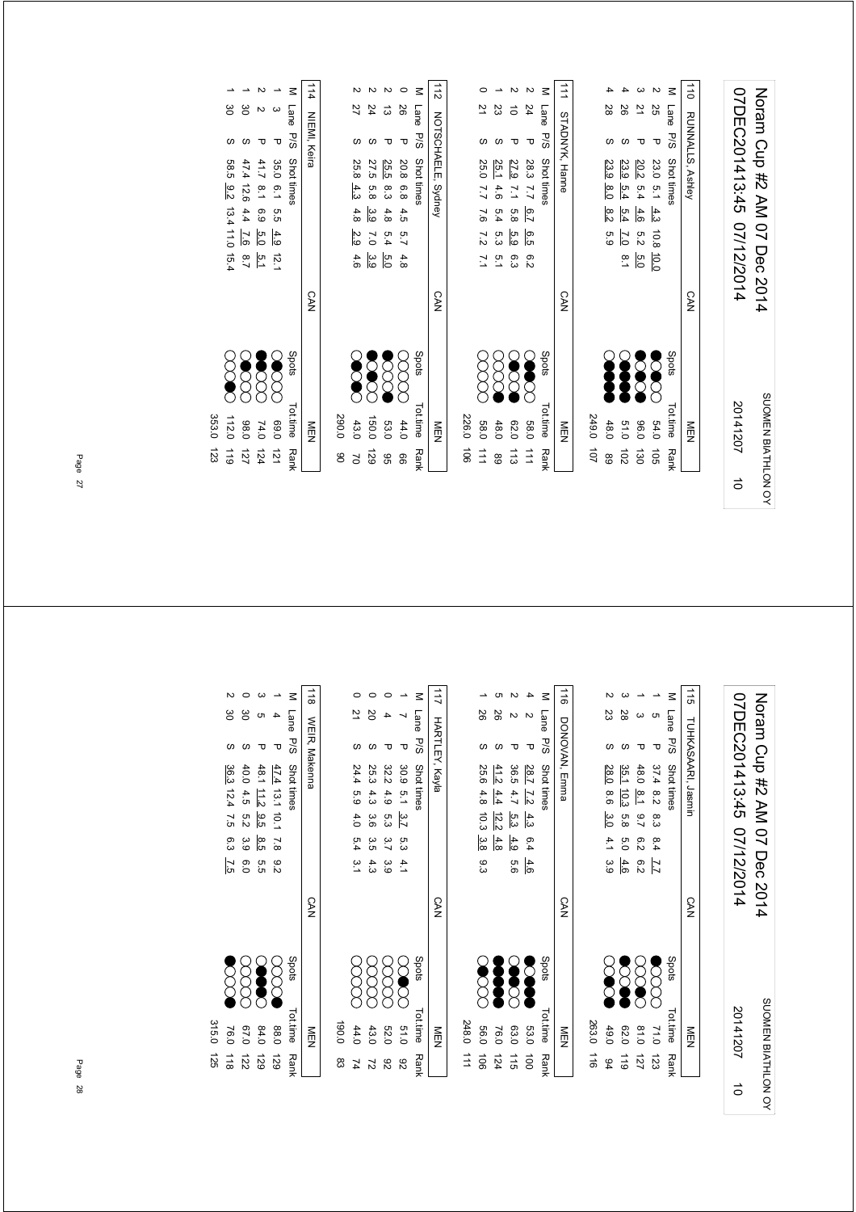## 110 RUNNALLS, Ashley — CAN — MEN

| M | Lane | P/S | Shot times | Spots | Tot.time | Rank |
|---|---|---|---|---|---|---|
| 2 | 25 | P | 23.0 5.1 4.3 10.8 10.0 | ●○○○● | 54.0 | 105 |
| 3 | 21 | P | 20.2 5.4 4.6 5.2 5.0 | ●●○●○ | 96.0 | 130 |
| 4 | 26 | S | 23.9 5.4 5.4 7.0 8.1 | ●●●●○ | 51.0 | 102 |
| 4 | 28 | S | 23.9 8.0 8.2 5.9 | ○●●●● | 48.0 | 89 |
| | | | | | 249.0 | 107 |

## 111 STADNYK, Hanne — CAN — MEN

| M | Lane | P/S | Shot times | Spots | Tot.time | Rank |
|---|---|---|---|---|---|---|
| 2 | 24 | P | 28.3 7.7 6.7 6.5 6.2 | ○●●○○ | 58.0 | 111 |
| 2 | 10 | P | 27.9 7.1 5.8 5.9 6.3 | ○○●●○ | 62.0 | 113 |
| 1 | 23 | S | 25.1 4.6 5.4 5.3 5.1 | ○○○○● | 48.0 | 89 |
| 0 | 21 | S | 25.0 7.7 7.6 7.2 7.1 | ○○○○○ | 58.0 | 111 |
| | | | | | 226.0 | 106 |

## 112 NOTSCHAELE, Sydney — CAN — MEN

| M | Lane | P/S | Shot times | Spots | Tot.time | Rank |
|---|---|---|---|---|---|---|
| 0 | 26 | P | 20.8 6.8 4.5 5.7 4.8 | ○○○○○ | 44.0 | 66 |
| 2 | 13 | P | 25.5 8.3 4.8 5.4 5.0 | ●○○○● | 53.0 | 95 |
| 2 | 24 | S | 27.5 5.8 3.9 7.0 3.9 | ●●○○○ | 150.0 | 129 |
| 2 | 27 | S | 25.8 4.3 4.8 2.9 4.6 | ○●○●○ | 43.0 | 70 |
| | | | | | 290.0 | 90 |

## 114 NIEMI, Keira — CAN — MEN

| M | Lane | P/S | Shot times | Spots | Tot.time | Rank |
|---|---|---|---|---|---|---|
| 1 | 3 | P | 35.0 6.1 5.5 4.9 12.1 | ○○●○○ | 69.0 | 121 |
| 2 | 2 | P | 41.7 8.1 6.9 5.0 5.1 | ●●○○○ | 74.0 | 124 |
| 1 | 30 | S | 47.4 12.6 4.4 7.6 8.7 | ○●○○○ | 98.0 | 127 |
| 1 | 30 | S | 58.5 9.2 13.4 11.0 15.4 | ○○○●○ | 112.0 | 119 |
| | | | | | 353.0 | 123 |

## 115 TUHKASAARI, Jasmin — CAN — MEN

| M | Lane | P/S | Shot times | Spots | Tot.time | Rank |
|---|---|---|---|---|---|---|
| 1 | 5 | P | 37.4 8.2 8.3 8.4 7.7 | ●○○○○ | 71.0 | 123 |
| 1 | 3 | P | 48.0 8.1 9.7 6.2 6.2 | ○○●○○ | 81.0 | 127 |
| 3 | 28 | S | 35.1 10.3 5.8 5.0 4.6 | ●○●●○ | 62.0 | 119 |
| 2 | 23 | S | 28.0 8.6 3.0 4.1 3.9 | ○●○●○ | 49.0 | 94 |
| | | | | | 263.0 | 116 |

## 116 DONOVAN, Emma — CAN — MEN

| M | Lane | P/S | Shot times | Spots | Tot.time | Rank |
|---|---|---|---|---|---|---|
| 4 | 2 | P | 28.7 7.2 4.3 6.4 4.6 | ●●●●○ | 53.0 | 100 |
| 2 | 2 | P | 36.5 4.7 5.3 4.9 5.6 | ○●●○○ | 63.0 | 115 |
| 5 | 26 | S | 41.2 4.4 12.2 4.8 | ●●●●● | 76.0 | 124 |
| 1 | 26 | S | 25.6 4.8 10.3 3.8 9.3 | ○●○○○ | 56.0 | 106 |
| | | | | | 248.0 | 111 |

## 117 HARTLEY, Kayla — CAN — MEN

| M | Lane | P/S | Shot times | Spots | Tot.time | Rank |
|---|---|---|---|---|---|---|
| 1 | 7 | P | 30.9 5.1 3.7 5.3 4.1 | ○○●○○ | 51.0 | 92 |
| 0 | 4 | P | 32.2 4.9 5.3 3.7 3.9 | ○○○○○ | 52.0 | 92 |
| 0 | 20 | S | 25.3 4.3 3.6 3.5 4.3 | ○○○○○ | 43.0 | 72 |
| 0 | 21 | S | 24.4 5.9 4.0 5.4 3.1 | ○○○○○ | 44.0 | 74 |
| | | | | | 190.0 | 83 |

## 118 WEIR, Makenna — CAN — MEN

| M | Lane | P/S | Shot times | Spots | Tot.time | Rank |
|---|---|---|---|---|---|---|
| 1 | 4 | P | 47.4 13.1 10.1 7.8 9.2 | ○○○○● | 88.0 | 129 |
| 3 | 5 | P | 48.1 11.2 9.5 8.5 5.5 | ○●●●○ | 84.0 | 129 |
| 0 | 30 | S | 40.0 4.5 5.2 3.9 6.0 | ○○○○○ | 67.0 | 122 |
| 2 | 30 | S | 36.3 12.4 7.5 6.3 7.5 | ●○○○● | 76.0 | 118 |
| | | | | | 315.0 | 125 |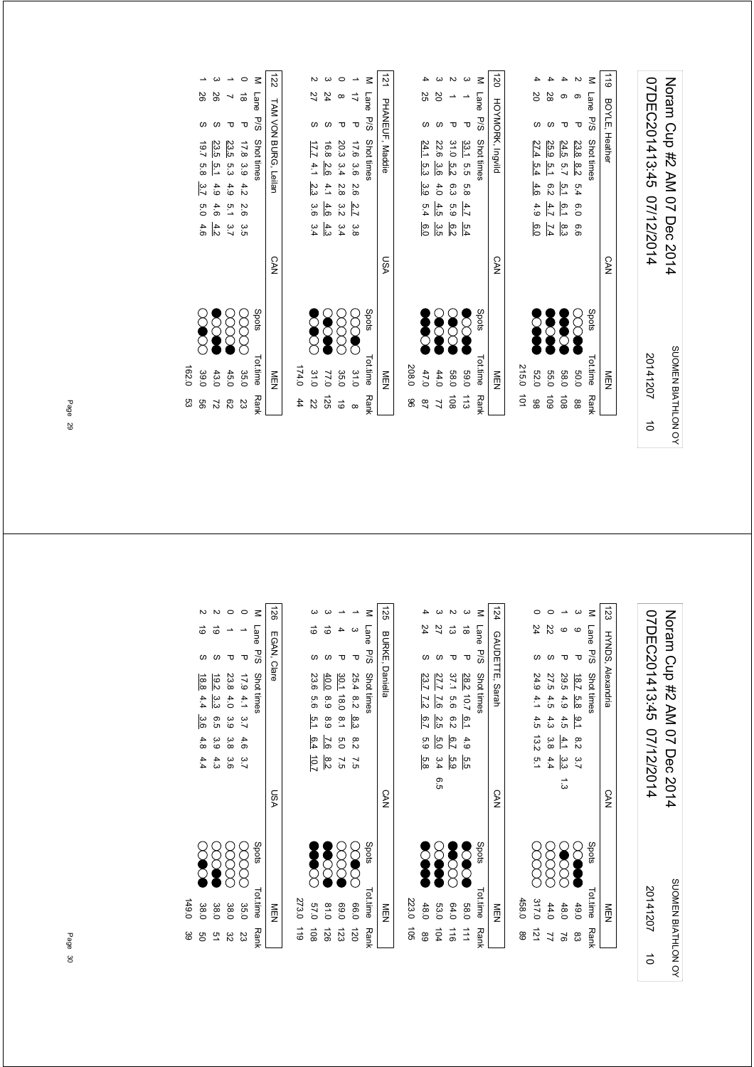### 119 BOYLE, Heather — CAN — MEN

| M | Lane | P/S | Shot times | Tot.time | Rank |
|---|---|---|---|---|---|
| 2 | 6 | P | 23.8 8.2 5.4 6.0 6.6 | 50.0 | 88 |
| 4 | 6 | P | 24.5 5.7 5.1 6.1 8.3 | 58.0 | 108 |
| 4 | 28 | S | 25.9 5.1 6.2 4.7 7.4 | 55.0 | 109 |
| 4 | 20 | S | 27.4 5.4 4.6 4.9 6.0 | 52.0 | 98 |
| | | | | 215.0 | 101 |

### 120 HOYMORK, Ingvild — CAN — MEN

| M | Lane | P/S | Shot times | Tot.time | Rank |
|---|---|---|---|---|---|
| 3 | 1 | P | 33.1 5.5 5.8 4.7 5.4 | 59.0 | 113 |
| 2 | 1 | P | 31.0 5.2 6.3 5.9 6.2 | 58.0 | 108 |
| 3 | 20 | S | 22.6 3.6 4.0 4.5 3.5 | 44.0 | 77 |
| 4 | 25 | S | 24.1 5.3 3.9 5.4 6.0 | 47.0 | 87 |
| | | | | 208.0 | 96 |

### 121 PHANEUF, Maddie — USA — MEN

| M | Lane | P/S | Shot times | Tot.time | Rank |
|---|---|---|---|---|---|
| 1 | 17 | P | 17.6 3.6 2.6 2.7 3.8 | 31.0 | 8 |
| 0 | 8 | P | 20.3 3.4 2.8 3.2 3.4 | 35.0 | 19 |
| 3 | 24 | S | 16.8 2.6 4.1 4.6 4.3 | 77.0 | 125 |
| 2 | 27 | S | 17.7 4.1 2.3 3.6 3.4 | 31.0 | 22 |
| | | | | 174.0 | 44 |

### 122 TAM VON BURG, Leilan — CAN — MEN

| M | Lane | P/S | Shot times | Tot.time | Rank |
|---|---|---|---|---|---|
| 0 | 18 | P | 17.8 3.9 4.2 2.6 3.5 | 35.0 | 23 |
| 1 | 7 | P | 23.5 5.3 4.9 5.1 3.7 | 45.0 | 62 |
| 3 | 26 | S | 23.5 5.1 4.9 4.6 4.2 | 43.0 | 72 |
| 1 | 26 | S | 19.7 5.8 3.7 5.0 4.6 | 39.0 | 56 |
| | | | | 162.0 | 53 |

### 123 HYNDS, Alexandria — CAN — MEN

| M | Lane | P/S | Shot times | Tot.time | Rank |
|---|---|---|---|---|---|
| 3 | 9 | P | 18.7 5.8 9.1 8.2 3.7 | 49.0 | 83 |
| 1 | 9 | P | 29.5 4.9 4.5 4.1 3.3 1.3 | 48.0 | 76 |
| 0 | 22 | S | 27.5 4.5 4.3 3.8 4.4 | 44.0 | 77 |
| 0 | 24 | S | 24.9 4.1 4.5 13.2 5.1 | 317.0 | 121 |
| | | | | 458.0 | 89 |

### 124 GAUDETTE, Sarah — CAN — MEN

| M | Lane | P/S | Shot times | Tot.time | Rank |
|---|---|---|---|---|---|
| 3 | 18 | P | 28.2 10.7 6.1 4.9 5.5 | 58.0 | 111 |
| 2 | 13 | P | 37.1 5.6 6.2 6.7 5.9 | 64.0 | 116 |
| 3 | 27 | S | 27.7 7.6 2.5 5.0 3.4 6.5 | 53.0 | 104 |
| 4 | 24 | S | 23.7 7.2 6.7 5.9 5.8 | 48.0 | 89 |
| | | | | 223.0 | 105 |

### 125 BURKE, Daniella — CAN — MEN

| M | Lane | P/S | Shot times | Tot.time | Rank |
|---|---|---|---|---|---|
| 1 | 3 | P | 25.4 8.2 8.3 8.2 7.5 | 66.0 | 120 |
| 1 | 4 | P | 30.1 18.0 8.1 5.0 7.5 | 69.0 | 123 |
| 3 | 19 | S | 40.0 8.9 8.9 7.6 8.2 | 81.0 | 126 |
| 3 | 19 | S | 23.6 5.6 5.1 6.4 10.7 | 57.0 | 108 |
| | | | | 273.0 | 119 |

### 126 EGAN, Clare — USA — MEN

| M | Lane | P/S | Shot times | Tot.time | Rank |
|---|---|---|---|---|---|
| 0 | 1 | P | 17.9 4.1 3.7 4.6 3.7 | 35.0 | 23 |
| 0 | 1 | P | 23.8 4.0 3.9 3.8 3.6 | 38.0 | 32 |
| 2 | 19 | S | 19.2 3.3 6.5 3.9 4.3 | 38.0 | 51 |
| 2 | 19 | S | 18.8 4.4 3.6 4.8 4.4 | 38.0 | 50 |
| | | | | 149.0 | 39 |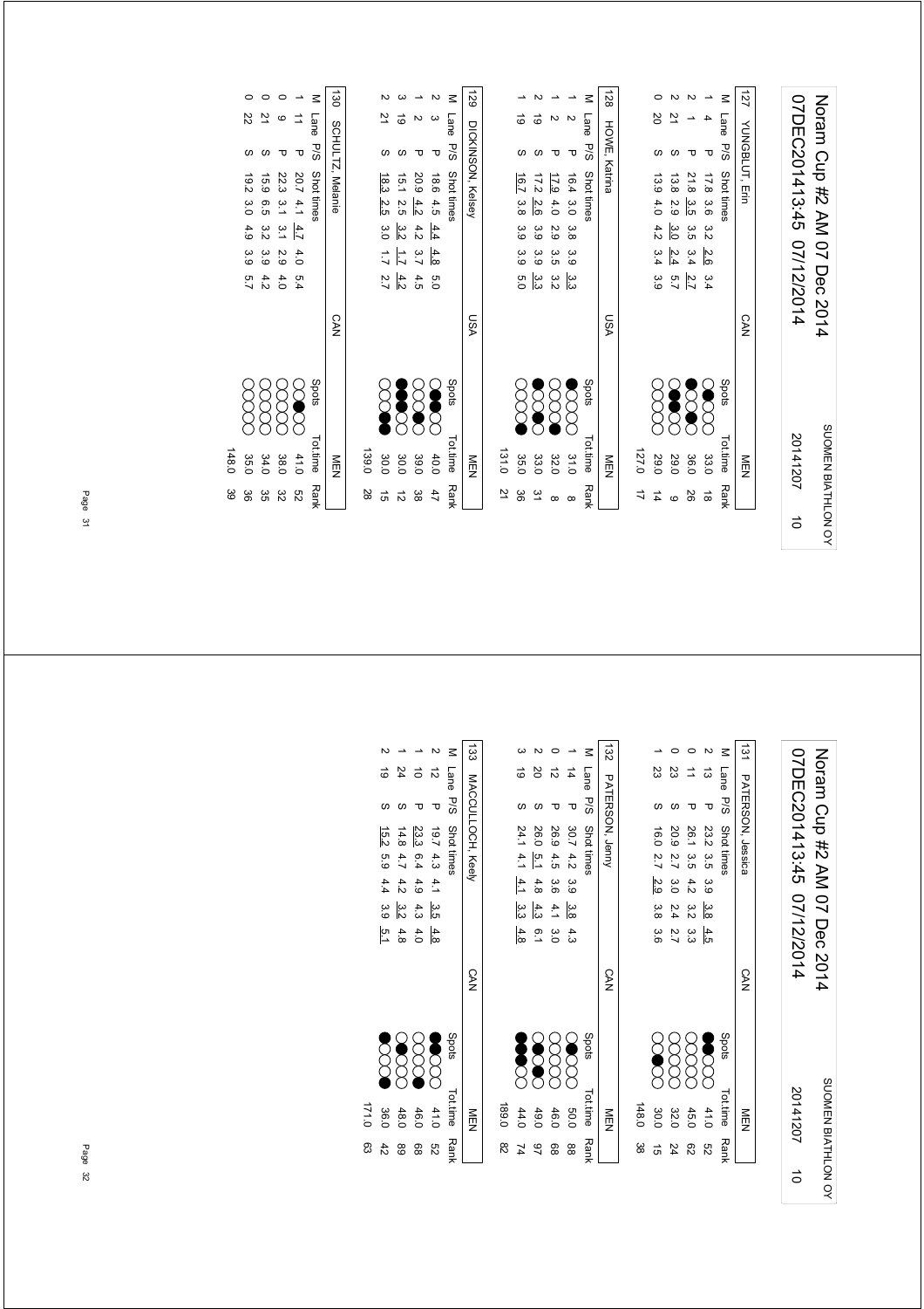| 127 | YUNGBLUT, Erin | | | CAN | | MEN | |
|---|---|---|---|---|---|---|---|
| M | Lane | P/S | Shot times | | Spots | Tot.time | Rank |
| 1 | 4 | P | 17.8 3.6 3.2 2.6 3.4 | | ○●○○○ | 33.0 | 18 |
| 2 | 1 | P | 21.8 3.5 3.5 3.4 2.7 | | ●○○●○ | 36.0 | 26 |
| 2 | 21 | S | 13.8 2.9 3.0 2.4 5.7 | | ○●●○○ | 29.0 | 9 |
| 0 | 20 | S | 13.9 4.0 4.2 3.4 3.9 | | ○○○○○ | 29.0 | 14 |
| | | | | | | 127.0 | 17 |

| 128 | HOWE, Katrina | | | USA | | MEN | |
|---|---|---|---|---|---|---|---|
| M | Lane | P/S | Shot times | | Spots | Tot.time | Rank |
| 1 | 2 | P | 16.4 3.0 3.8 3.9 3.3 | | ●○○○○ | 31.0 | 8 |
| 1 | 2 | P | 17.9 4.0 2.9 3.5 3.2 | | ○○○○● | 32.0 | 8 |
| 2 | 19 | S | 17.2 2.6 3.9 3.9 3.3 | | ●○●○○ | 33.0 | 31 |
| 1 | 19 | S | 16.7 3.8 3.9 3.9 5.0 | | ○○○○● | 35.0 | 36 |
| | | | | | | 131.0 | 21 |

| 129 | DICKINSON, Kelsey | | | USA | | MEN | |
|---|---|---|---|---|---|---|---|
| M | Lane | P/S | Shot times | | Spots | Tot.time | Rank |
| 2 | 3 | P | 18.6 4.5 4.4 4.8 5.0 | | ○●●○○ | 40.0 | 47 |
| 1 | 2 | P | 20.9 4.2 4.2 3.7 4.5 | | ○○●○○ | 39.0 | 38 |
| 3 | 19 | S | 15.1 2.5 3.2 1.7 4.2 | | ●●●○○ | 30.0 | 12 |
| 2 | 21 | S | 18.3 2.5 3.0 1.7 2.7 | | ○○○●● | 30.0 | 15 |
| | | | | | | 139.0 | 28 |

| 130 | SCHULTZ, Melanie | | | CAN | | MEN | |
|---|---|---|---|---|---|---|---|
| M | Lane | P/S | Shot times | | Spots | Tot.time | Rank |
| 1 | 11 | P | 20.7 4.1 4.7 4.0 5.4 | | ○○●○○ | 41.0 | 52 |
| 0 | 9 | P | 22.3 3.1 3.1 2.9 4.0 | | ○○○○○ | 38.0 | 32 |
| 0 | 21 | S | 15.9 6.5 3.2 3.9 4.2 | | ○○○○○ | 34.0 | 35 |
| 0 | 22 | S | 19.2 3.0 4.9 3.9 5.7 | | ○○○○○ | 35.0 | 36 |
| | | | | | | 148.0 | 39 |

| 131 | PATERSON, Jessica | | | CAN | | MEN | |
|---|---|---|---|---|---|---|---|
| M | Lane | P/S | Shot times | | Spots | Tot.time | Rank |
| 2 | 13 | P | 23.2 3.5 3.9 3.8 4.5 | | ●●○○○ | 41.0 | 52 |
| 0 | 11 | P | 26.1 3.5 4.2 3.2 3.3 | | ○○○○○ | 45.0 | 62 |
| 0 | 23 | S | 20.9 2.7 3.0 2.4 2.7 | | ○○○○○ | 32.0 | 24 |
| 1 | 23 | S | 16.0 2.7 2.9 3.8 3.6 | | ○●○○○ | 30.0 | 15 |
| | | | | | | 148.0 | 38 |

| 132 | PATERSON, Jenny | | | CAN | | MEN | |
|---|---|---|---|---|---|---|---|
| M | Lane | P/S | Shot times | | Spots | Tot.time | Rank |
| 1 | 14 | P | 30.7 4.2 3.9 3.8 4.3 | | ○●○○○ | 50.0 | 88 |
| 0 | 12 | P | 26.9 4.5 3.6 4.1 3.0 | | ○○○○○ | 46.0 | 68 |
| 2 | 20 | S | 26.0 5.1 4.8 4.3 6.1 | | ○●○●○ | 49.0 | 97 |
| 3 | 19 | S | 24.1 4.1 4.1 3.3 4.8 | | ●●●○○ | 44.0 | 74 |
| | | | | | | 189.0 | 82 |

| 133 | MACCULLOCH, Keely | | | CAN | | MEN | |
|---|---|---|---|---|---|---|---|
| M | Lane | P/S | Shot times | | Spots | Tot.time | Rank |
| 2 | 12 | P | 19.7 4.3 4.1 3.5 4.8 | | ●○○●○ | 41.0 | 52 |
| 1 | 10 | P | 23.3 6.4 4.9 4.3 4.0 | | ○○○○● | 46.0 | 68 |
| 1 | 24 | S | 14.8 4.7 4.2 3.2 4.8 | | ○●○○○ | 48.0 | 89 |
| 2 | 19 | S | 15.2 5.9 4.4 3.9 5.1 | | ●○○○● | 36.0 | 42 |
| | | | | | | 171.0 | 63 |